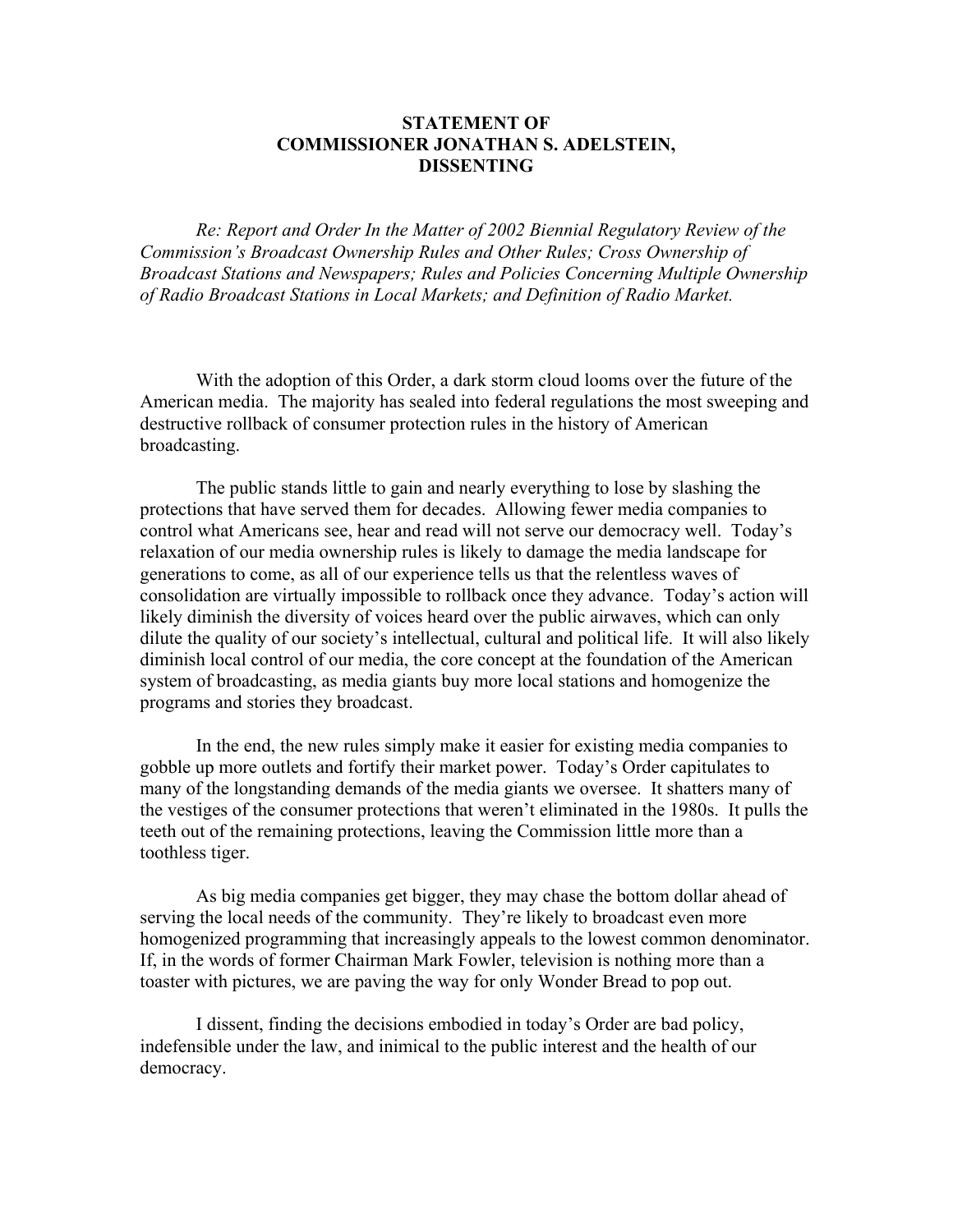# STATEMENT OF COMMISSIONER JONATHAN S. ADELSTEIN, DISSENTING

*Re: Report and Order In the Matter of 2002 Biennial Regulatory Review of the Commission's Broadcast Ownership Rules and Other Rules; Cross Ownership of Broadcast Stations and Newspapers; Rules and Policies Concerning Multiple Ownership of Radio Broadcast Stations in Local Markets; and Definition of Radio Market.*

With the adoption of this Order, a dark storm cloud looms over the future of the American media. The majority has sealed into federal regulations the most sweeping and destructive rollback of consumer protection rules in the history of American broadcasting.

The public stands little to gain and nearly everything to lose by slashing the protections that have served them for decades. Allowing fewer media companies to control what Americans see, hear and read will not serve our democracy well. Today's relaxation of our media ownership rules is likely to damage the media landscape for generations to come, as all of our experience tells us that the relentless waves of consolidation are virtually impossible to rollback once they advance. Today's action will likely diminish the diversity of voices heard over the public airwaves, which can only dilute the quality of our society's intellectual, cultural and political life. It will also likely diminish local control of our media, the core concept at the foundation of the American system of broadcasting, as media giants buy more local stations and homogenize the programs and stories they broadcast.

In the end, the new rules simply make it easier for existing media companies to gobble up more outlets and fortify their market power. Today's Order capitulates to many of the longstanding demands of the media giants we oversee. It shatters many of the vestiges of the consumer protections that weren't eliminated in the 1980s. It pulls the teeth out of the remaining protections, leaving the Commission little more than a toothless tiger.

As big media companies get bigger, they may chase the bottom dollar ahead of serving the local needs of the community. They're likely to broadcast even more homogenized programming that increasingly appeals to the lowest common denominator. If, in the words of former Chairman Mark Fowler, television is nothing more than a toaster with pictures, we are paving the way for only Wonder Bread to pop out.

I dissent, finding the decisions embodied in today's Order are bad policy, indefensible under the law, and inimical to the public interest and the health of our democracy.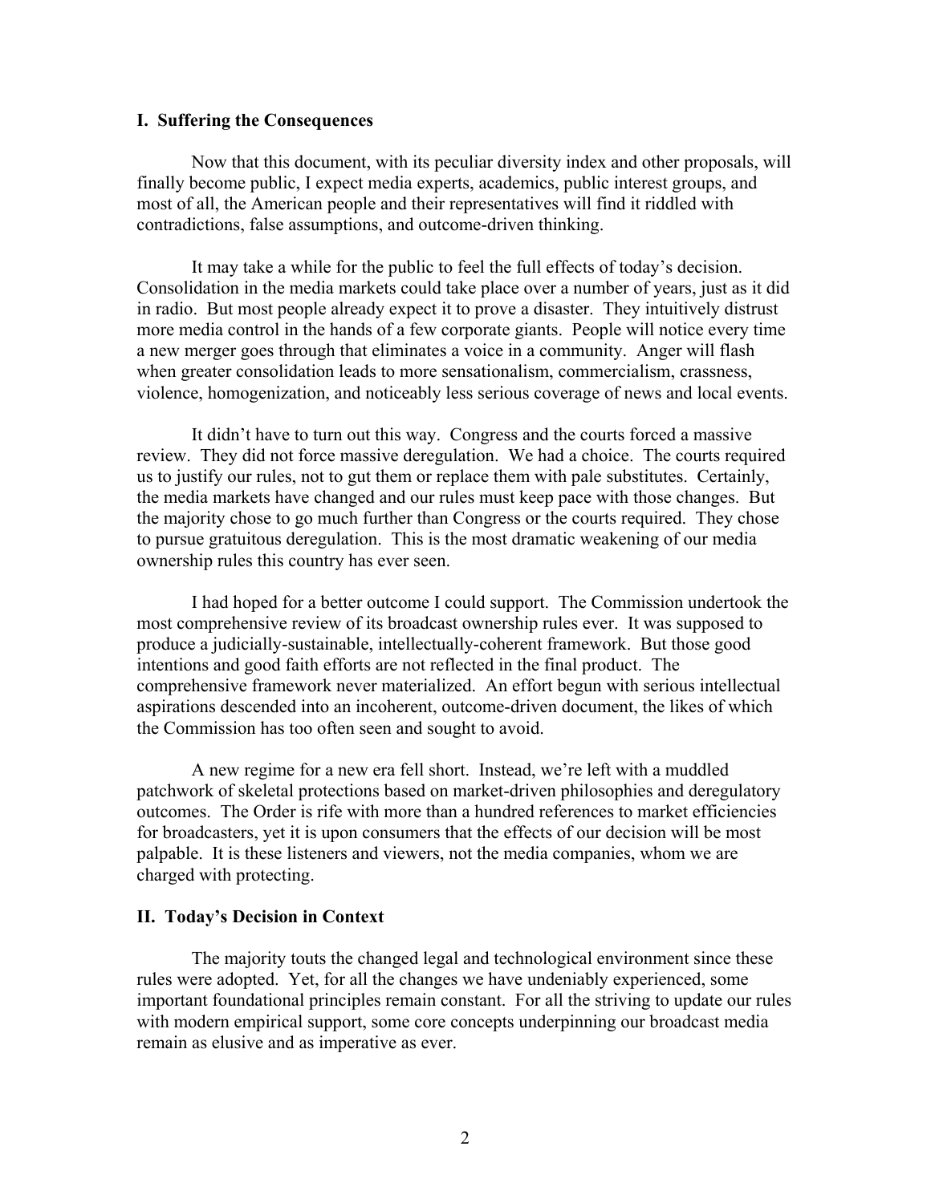## I. Suffering the Consequences

Now that this document, with its peculiar diversity index and other proposals, will finally become public, I expect media experts, academics, public interest groups, and most of all, the American people and their representatives will find it riddled with contradictions, false assumptions, and outcome-driven thinking.

It may take a while for the public to feel the full effects of today's decision. Consolidation in the media markets could take place over a number of years, just as it did in radio. But most people already expect it to prove a disaster. They intuitively distrust more media control in the hands of a few corporate giants. People will notice every time a new merger goes through that eliminates a voice in a community. Anger will flash when greater consolidation leads to more sensationalism, commercialism, crassness, violence, homogenization, and noticeably less serious coverage of news and local events.

It didn't have to turn out this way. Congress and the courts forced a massive review. They did not force massive deregulation. We had a choice. The courts required us to justify our rules, not to gut them or replace them with pale substitutes. Certainly, the media markets have changed and our rules must keep pace with those changes. But the majority chose to go much further than Congress or the courts required. They chose to pursue gratuitous deregulation. This is the most dramatic weakening of our media ownership rules this country has ever seen.

I had hoped for a better outcome I could support. The Commission undertook the most comprehensive review of its broadcast ownership rules ever. It was supposed to produce a judicially-sustainable, intellectually-coherent framework. But those good intentions and good faith efforts are not reflected in the final product. The comprehensive framework never materialized. An effort begun with serious intellectual aspirations descended into an incoherent, outcome-driven document, the likes of which the Commission has too often seen and sought to avoid.

A new regime for a new era fell short. Instead, we're left with a muddled patchwork of skeletal protections based on market-driven philosophies and deregulatory outcomes. The Order is rife with more than a hundred references to market efficiencies for broadcasters, yet it is upon consumers that the effects of our decision will be most palpable. It is these listeners and viewers, not the media companies, whom we are charged with protecting.

## II. Today's Decision in Context

The majority touts the changed legal and technological environment since these rules were adopted. Yet, for all the changes we have undeniably experienced, some important foundational principles remain constant. For all the striving to update our rules with modern empirical support, some core concepts underpinning our broadcast media remain as elusive and as imperative as ever.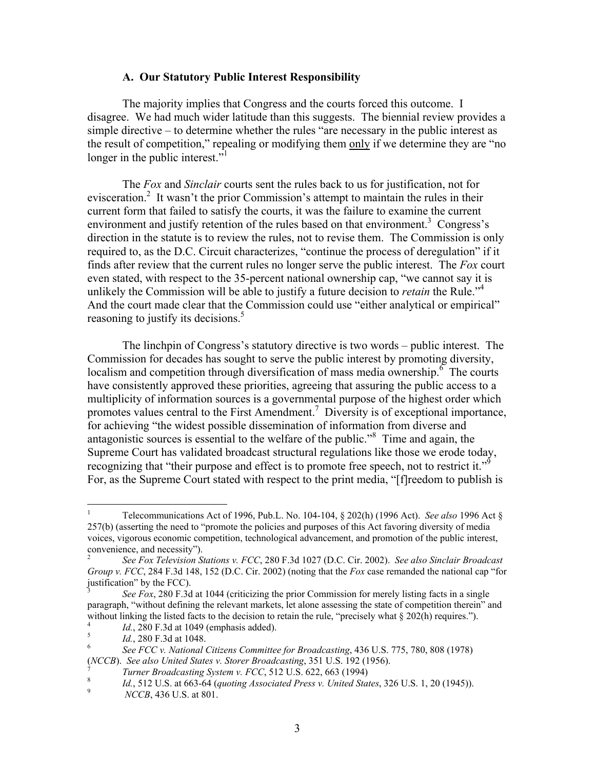### A. Our Statutory Public Interest Responsibility

The majority implies that Congress and the courts forced this outcome. I disagree. We had much wider latitude than this suggests. The biennial review provides a simple directive – to determine whether the rules "are necessary in the public interest as the result of competition," repealing or modifying them only if we determine they are "no longer in the public interest."[1]

The *Fox* and *Sinclair* courts sent the rules back to us for justification, not for evisceration.[2] It wasn't the prior Commission's attempt to maintain the rules in their current form that failed to satisfy the courts, it was the failure to examine the current environment and justify retention of the rules based on that environment.[3] Congress's direction in the statute is to review the rules, not to revise them. The Commission is only required to, as the D.C. Circuit characterizes, "continue the process of deregulation" if it finds after review that the current rules no longer serve the public interest. The *Fox* court even stated, with respect to the 35-percent national ownership cap, "we cannot say it is unlikely the Commission will be able to justify a future decision to *retain* the Rule."[4] And the court made clear that the Commission could use "either analytical or empirical" reasoning to justify its decisions.[5]

The linchpin of Congress's statutory directive is two words – public interest. The Commission for decades has sought to serve the public interest by promoting diversity, localism and competition through diversification of mass media ownership.[6] The courts have consistently approved these priorities, agreeing that assuring the public access to a multiplicity of information sources is a governmental purpose of the highest order which promotes values central to the First Amendment.[7] Diversity is of exceptional importance, for achieving "the widest possible dissemination of information from diverse and antagonistic sources is essential to the welfare of the public."[8] Time and again, the Supreme Court has validated broadcast structural regulations like those we erode today, recognizing that "their purpose and effect is to promote free speech, not to restrict it."[9] For, as the Supreme Court stated with respect to the print media, "[f]reedom to publish is

---

[1] Telecommunications Act of 1996, Pub.L. No. 104-104, § 202(h) (1996 Act). *See also* 1996 Act § 257(b) (asserting the need to "promote the policies and purposes of this Act favoring diversity of media voices, vigorous economic competition, technological advancement, and promotion of the public interest, convenience, and necessity").

[2] *See Fox Television Stations v. FCC*, 280 F.3d 1027 (D.C. Cir. 2002). *See also Sinclair Broadcast Group v. FCC*, 284 F.3d 148, 152 (D.C. Cir. 2002) (noting that the *Fox* case remanded the national cap "for justification" by the FCC).

[3] *See Fox*, 280 F.3d at 1044 (criticizing the prior Commission for merely listing facts in a single paragraph, "without defining the relevant markets, let alone assessing the state of competition therein" and without linking the listed facts to the decision to retain the rule, "precisely what § 202(h) requires.").

[4] *Id.*, 280 F.3d at 1049 (emphasis added).

[5] *Id.*, 280 F.3d at 1048.

[6] *See FCC v. National Citizens Committee for Broadcasting*, 436 U.S. 775, 780, 808 (1978) (*NCCB*). *See also United States v. Storer Broadcasting*, 351 U.S. 192 (1956).

[7] *Turner Broadcasting System v. FCC*, 512 U.S. 622, 663 (1994)

[8] *Id.*, 512 U.S. at 663-64 (*quoting Associated Press v. United States*, 326 U.S. 1, 20 (1945)).

[9] *NCCB*, 436 U.S. at 801.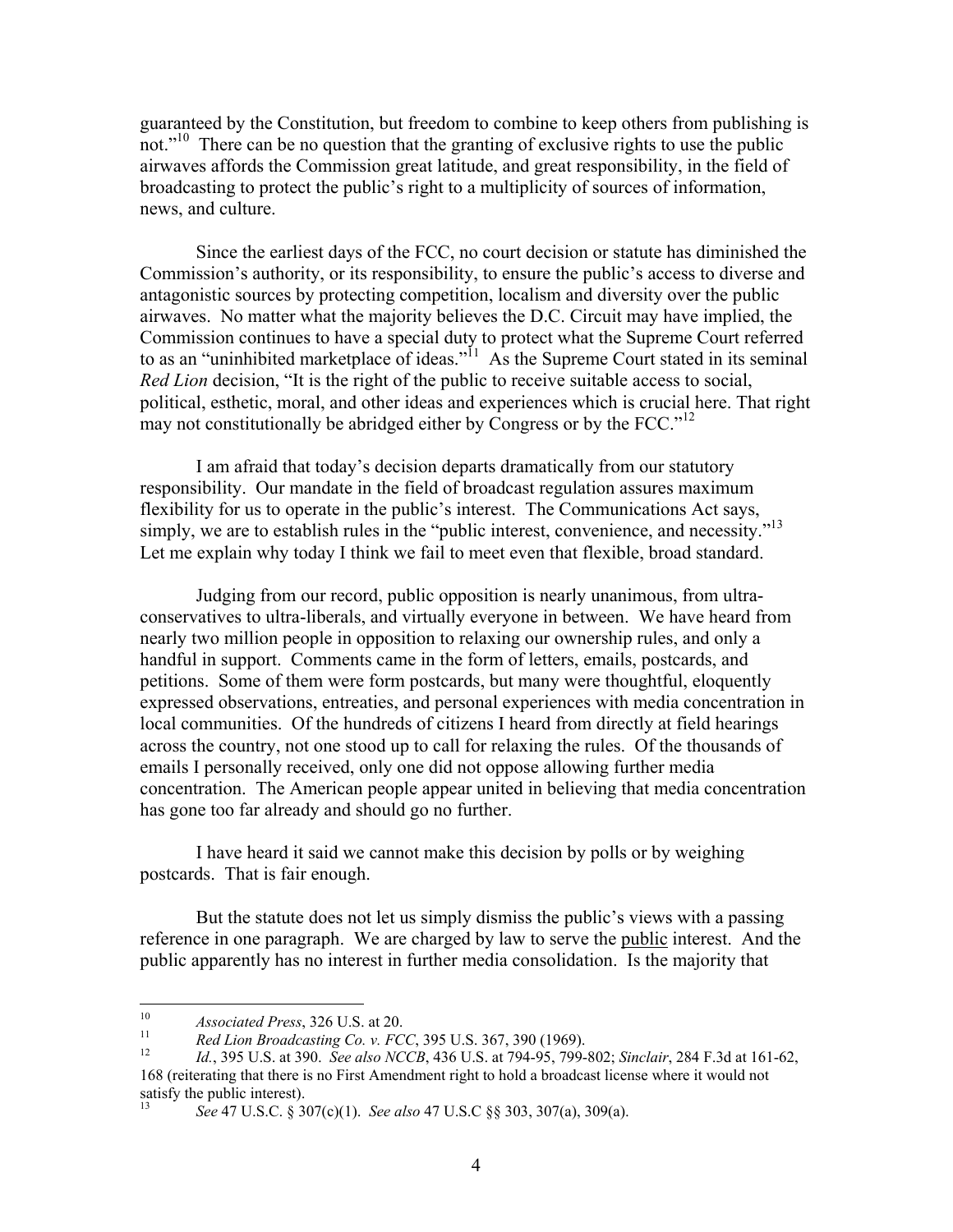guaranteed by the Constitution, but freedom to combine to keep others from publishing is not."[10] There can be no question that the granting of exclusive rights to use the public airwaves affords the Commission great latitude, and great responsibility, in the field of broadcasting to protect the public's right to a multiplicity of sources of information, news, and culture.

Since the earliest days of the FCC, no court decision or statute has diminished the Commission's authority, or its responsibility, to ensure the public's access to diverse and antagonistic sources by protecting competition, localism and diversity over the public airwaves. No matter what the majority believes the D.C. Circuit may have implied, the Commission continues to have a special duty to protect what the Supreme Court referred to as an "uninhibited marketplace of ideas."[11] As the Supreme Court stated in its seminal *Red Lion* decision, "It is the right of the public to receive suitable access to social, political, esthetic, moral, and other ideas and experiences which is crucial here. That right may not constitutionally be abridged either by Congress or by the FCC."[12]

I am afraid that today's decision departs dramatically from our statutory responsibility. Our mandate in the field of broadcast regulation assures maximum flexibility for us to operate in the public's interest. The Communications Act says, simply, we are to establish rules in the "public interest, convenience, and necessity."[13] Let me explain why today I think we fail to meet even that flexible, broad standard.

Judging from our record, public opposition is nearly unanimous, from ultra-conservatives to ultra-liberals, and virtually everyone in between. We have heard from nearly two million people in opposition to relaxing our ownership rules, and only a handful in support. Comments came in the form of letters, emails, postcards, and petitions. Some of them were form postcards, but many were thoughtful, eloquently expressed observations, entreaties, and personal experiences with media concentration in local communities. Of the hundreds of citizens I heard from directly at field hearings across the country, not one stood up to call for relaxing the rules. Of the thousands of emails I personally received, only one did not oppose allowing further media concentration. The American people appear united in believing that media concentration has gone too far already and should go no further.

I have heard it said we cannot make this decision by polls or by weighing postcards. That is fair enough.

But the statute does not let us simply dismiss the public's views with a passing reference in one paragraph. We are charged by law to serve the <u>public</u> interest. And the public apparently has no interest in further media consolidation. Is the majority that

---

[10] *Associated Press*, 326 U.S. at 20.

[11] *Red Lion Broadcasting Co. v. FCC*, 395 U.S. 367, 390 (1969).

[12] *Id.*, 395 U.S. at 390. *See also NCCB*, 436 U.S. at 794-95, 799-802; *Sinclair*, 284 F.3d at 161-62, 168 (reiterating that there is no First Amendment right to hold a broadcast license where it would not satisfy the public interest).

[13] *See* 47 U.S.C. § 307(c)(1). *See also* 47 U.S.C §§ 303, 307(a), 309(a).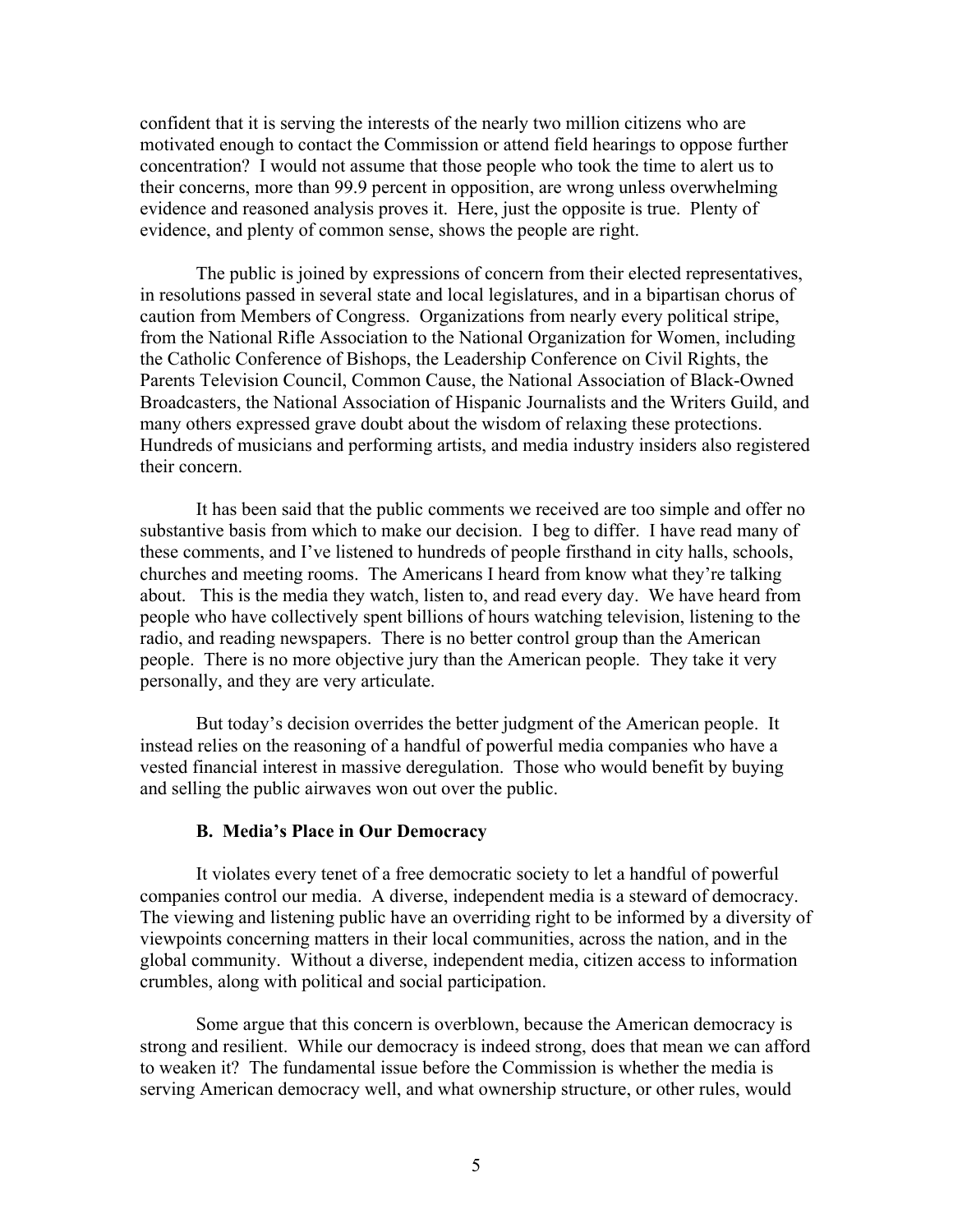confident that it is serving the interests of the nearly two million citizens who are motivated enough to contact the Commission or attend field hearings to oppose further concentration? I would not assume that those people who took the time to alert us to their concerns, more than 99.9 percent in opposition, are wrong unless overwhelming evidence and reasoned analysis proves it. Here, just the opposite is true. Plenty of evidence, and plenty of common sense, shows the people are right.

The public is joined by expressions of concern from their elected representatives, in resolutions passed in several state and local legislatures, and in a bipartisan chorus of caution from Members of Congress. Organizations from nearly every political stripe, from the National Rifle Association to the National Organization for Women, including the Catholic Conference of Bishops, the Leadership Conference on Civil Rights, the Parents Television Council, Common Cause, the National Association of Black-Owned Broadcasters, the National Association of Hispanic Journalists and the Writers Guild, and many others expressed grave doubt about the wisdom of relaxing these protections. Hundreds of musicians and performing artists, and media industry insiders also registered their concern.

It has been said that the public comments we received are too simple and offer no substantive basis from which to make our decision. I beg to differ. I have read many of these comments, and I've listened to hundreds of people firsthand in city halls, schools, churches and meeting rooms. The Americans I heard from know what they're talking about. This is the media they watch, listen to, and read every day. We have heard from people who have collectively spent billions of hours watching television, listening to the radio, and reading newspapers. There is no better control group than the American people. There is no more objective jury than the American people. They take it very personally, and they are very articulate.

But today's decision overrides the better judgment of the American people. It instead relies on the reasoning of a handful of powerful media companies who have a vested financial interest in massive deregulation. Those who would benefit by buying and selling the public airwaves won out over the public.

### B. Media's Place in Our Democracy

It violates every tenet of a free democratic society to let a handful of powerful companies control our media. A diverse, independent media is a steward of democracy. The viewing and listening public have an overriding right to be informed by a diversity of viewpoints concerning matters in their local communities, across the nation, and in the global community. Without a diverse, independent media, citizen access to information crumbles, along with political and social participation.

Some argue that this concern is overblown, because the American democracy is strong and resilient. While our democracy is indeed strong, does that mean we can afford to weaken it? The fundamental issue before the Commission is whether the media is serving American democracy well, and what ownership structure, or other rules, would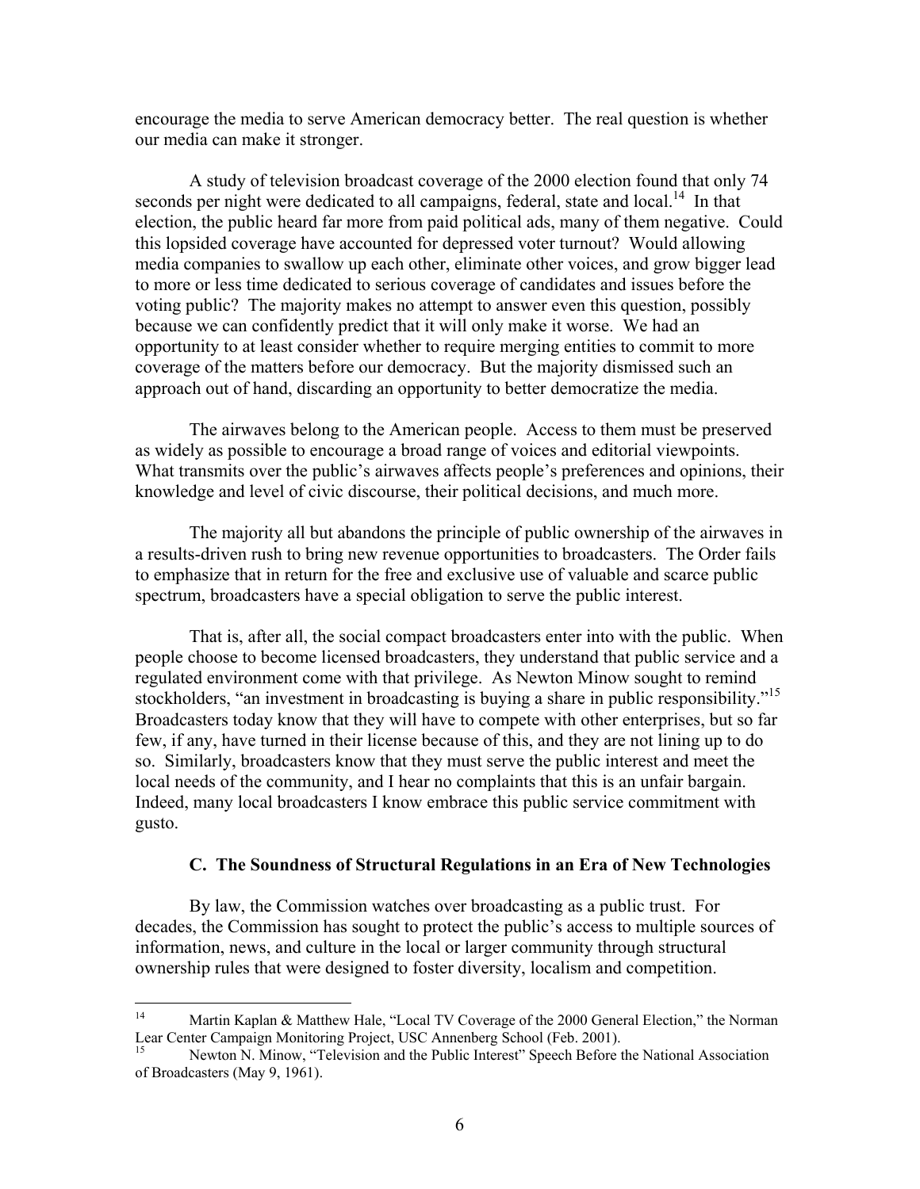encourage the media to serve American democracy better. The real question is whether our media can make it stronger.

A study of television broadcast coverage of the 2000 election found that only 74 seconds per night were dedicated to all campaigns, federal, state and local.[14] In that election, the public heard far more from paid political ads, many of them negative. Could this lopsided coverage have accounted for depressed voter turnout? Would allowing media companies to swallow up each other, eliminate other voices, and grow bigger lead to more or less time dedicated to serious coverage of candidates and issues before the voting public? The majority makes no attempt to answer even this question, possibly because we can confidently predict that it will only make it worse. We had an opportunity to at least consider whether to require merging entities to commit to more coverage of the matters before our democracy. But the majority dismissed such an approach out of hand, discarding an opportunity to better democratize the media.

The airwaves belong to the American people. Access to them must be preserved as widely as possible to encourage a broad range of voices and editorial viewpoints. What transmits over the public's airwaves affects people's preferences and opinions, their knowledge and level of civic discourse, their political decisions, and much more.

The majority all but abandons the principle of public ownership of the airwaves in a results-driven rush to bring new revenue opportunities to broadcasters. The Order fails to emphasize that in return for the free and exclusive use of valuable and scarce public spectrum, broadcasters have a special obligation to serve the public interest.

That is, after all, the social compact broadcasters enter into with the public. When people choose to become licensed broadcasters, they understand that public service and a regulated environment come with that privilege. As Newton Minow sought to remind stockholders, "an investment in broadcasting is buying a share in public responsibility."[15] Broadcasters today know that they will have to compete with other enterprises, but so far few, if any, have turned in their license because of this, and they are not lining up to do so. Similarly, broadcasters know that they must serve the public interest and meet the local needs of the community, and I hear no complaints that this is an unfair bargain. Indeed, many local broadcasters I know embrace this public service commitment with gusto.

### C. The Soundness of Structural Regulations in an Era of New Technologies

By law, the Commission watches over broadcasting as a public trust. For decades, the Commission has sought to protect the public's access to multiple sources of information, news, and culture in the local or larger community through structural ownership rules that were designed to foster diversity, localism and competition.

---

[14] Martin Kaplan & Matthew Hale, "Local TV Coverage of the 2000 General Election," the Norman Lear Center Campaign Monitoring Project, USC Annenberg School (Feb. 2001).

[15] Newton N. Minow, "Television and the Public Interest" Speech Before the National Association of Broadcasters (May 9, 1961).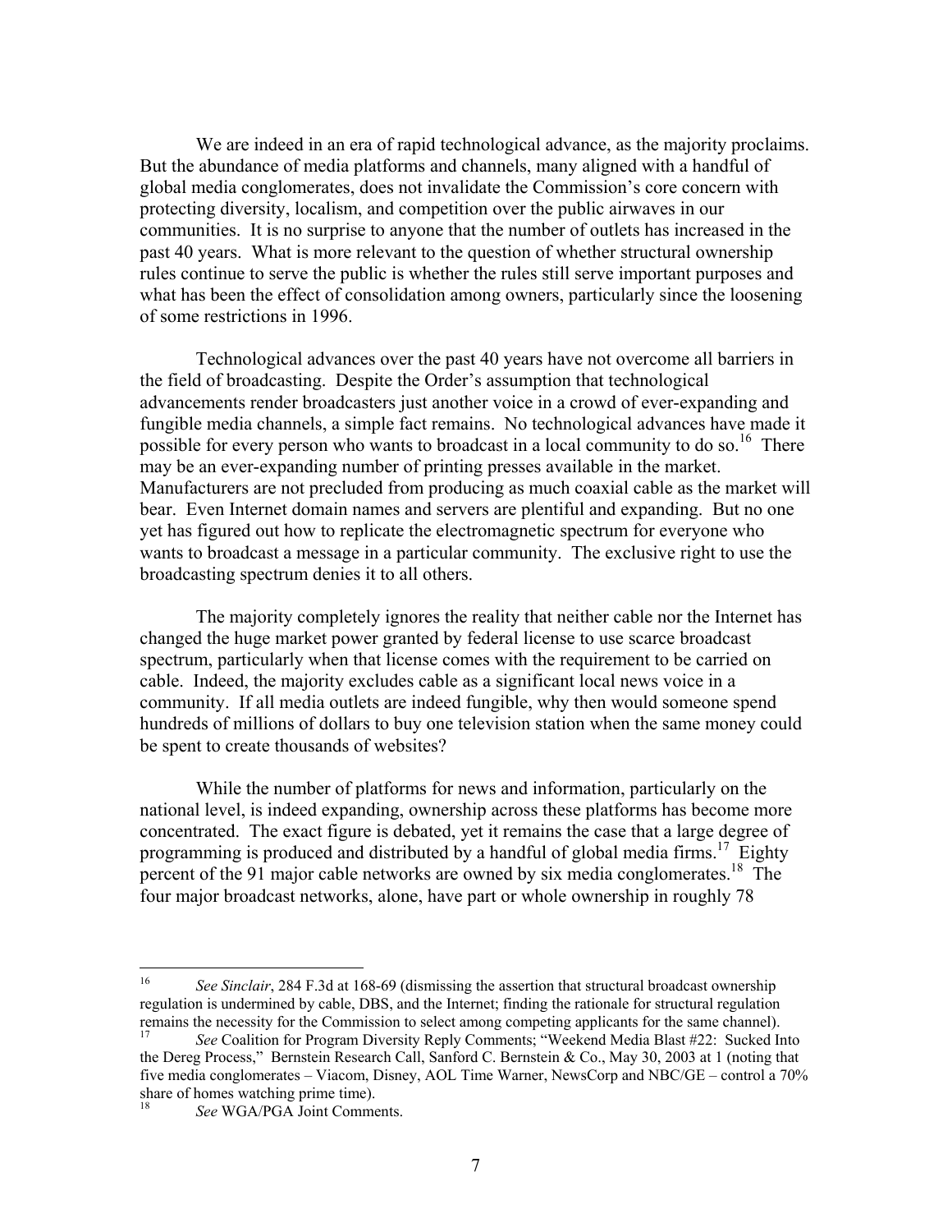We are indeed in an era of rapid technological advance, as the majority proclaims. But the abundance of media platforms and channels, many aligned with a handful of global media conglomerates, does not invalidate the Commission's core concern with protecting diversity, localism, and competition over the public airwaves in our communities. It is no surprise to anyone that the number of outlets has increased in the past 40 years. What is more relevant to the question of whether structural ownership rules continue to serve the public is whether the rules still serve important purposes and what has been the effect of consolidation among owners, particularly since the loosening of some restrictions in 1996.

Technological advances over the past 40 years have not overcome all barriers in the field of broadcasting. Despite the Order's assumption that technological advancements render broadcasters just another voice in a crowd of ever-expanding and fungible media channels, a simple fact remains. No technological advances have made it possible for every person who wants to broadcast in a local community to do so.[16] There may be an ever-expanding number of printing presses available in the market. Manufacturers are not precluded from producing as much coaxial cable as the market will bear. Even Internet domain names and servers are plentiful and expanding. But no one yet has figured out how to replicate the electromagnetic spectrum for everyone who wants to broadcast a message in a particular community. The exclusive right to use the broadcasting spectrum denies it to all others.

The majority completely ignores the reality that neither cable nor the Internet has changed the huge market power granted by federal license to use scarce broadcast spectrum, particularly when that license comes with the requirement to be carried on cable. Indeed, the majority excludes cable as a significant local news voice in a community. If all media outlets are indeed fungible, why then would someone spend hundreds of millions of dollars to buy one television station when the same money could be spent to create thousands of websites?

While the number of platforms for news and information, particularly on the national level, is indeed expanding, ownership across these platforms has become more concentrated. The exact figure is debated, yet it remains the case that a large degree of programming is produced and distributed by a handful of global media firms.[17] Eighty percent of the 91 major cable networks are owned by six media conglomerates.[18] The four major broadcast networks, alone, have part or whole ownership in roughly 78

---

[16] *See Sinclair*, 284 F.3d at 168-69 (dismissing the assertion that structural broadcast ownership regulation is undermined by cable, DBS, and the Internet; finding the rationale for structural regulation remains the necessity for the Commission to select among competing applicants for the same channel).

[17] *See* Coalition for Program Diversity Reply Comments; "Weekend Media Blast #22: Sucked Into the Dereg Process," Bernstein Research Call, Sanford C. Bernstein & Co., May 30, 2003 at 1 (noting that five media conglomerates – Viacom, Disney, AOL Time Warner, NewsCorp and NBC/GE – control a 70% share of homes watching prime time).

[18] *See* WGA/PGA Joint Comments.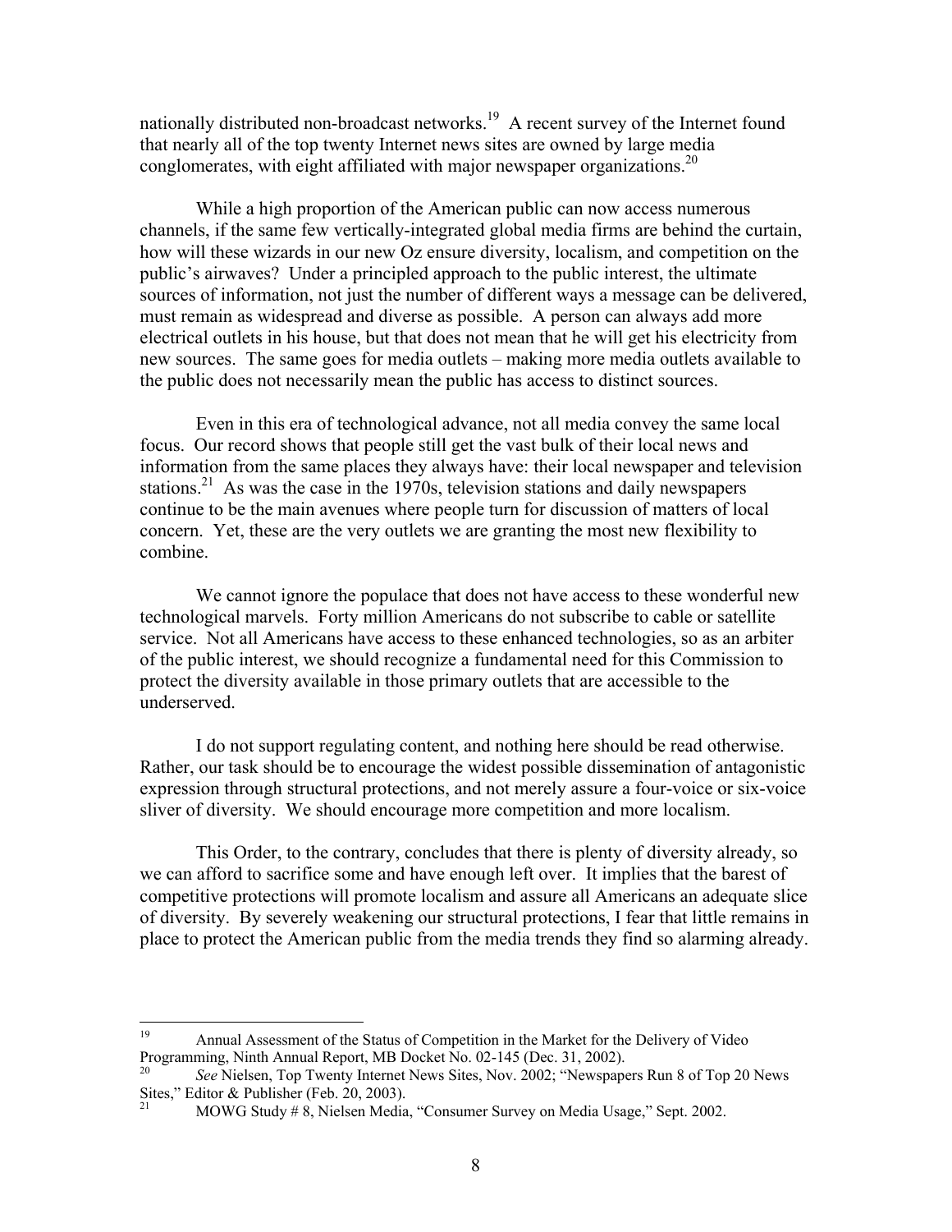nationally distributed non-broadcast networks.[19] A recent survey of the Internet found that nearly all of the top twenty Internet news sites are owned by large media conglomerates, with eight affiliated with major newspaper organizations.[20]

While a high proportion of the American public can now access numerous channels, if the same few vertically-integrated global media firms are behind the curtain, how will these wizards in our new Oz ensure diversity, localism, and competition on the public's airwaves? Under a principled approach to the public interest, the ultimate sources of information, not just the number of different ways a message can be delivered, must remain as widespread and diverse as possible. A person can always add more electrical outlets in his house, but that does not mean that he will get his electricity from new sources. The same goes for media outlets – making more media outlets available to the public does not necessarily mean the public has access to distinct sources.

Even in this era of technological advance, not all media convey the same local focus. Our record shows that people still get the vast bulk of their local news and information from the same places they always have: their local newspaper and television stations.[21] As was the case in the 1970s, television stations and daily newspapers continue to be the main avenues where people turn for discussion of matters of local concern. Yet, these are the very outlets we are granting the most new flexibility to combine.

We cannot ignore the populace that does not have access to these wonderful new technological marvels. Forty million Americans do not subscribe to cable or satellite service. Not all Americans have access to these enhanced technologies, so as an arbiter of the public interest, we should recognize a fundamental need for this Commission to protect the diversity available in those primary outlets that are accessible to the underserved.

I do not support regulating content, and nothing here should be read otherwise. Rather, our task should be to encourage the widest possible dissemination of antagonistic expression through structural protections, and not merely assure a four-voice or six-voice sliver of diversity. We should encourage more competition and more localism.

This Order, to the contrary, concludes that there is plenty of diversity already, so we can afford to sacrifice some and have enough left over. It implies that the barest of competitive protections will promote localism and assure all Americans an adequate slice of diversity. By severely weakening our structural protections, I fear that little remains in place to protect the American public from the media trends they find so alarming already.

---

[19] Annual Assessment of the Status of Competition in the Market for the Delivery of Video Programming, Ninth Annual Report, MB Docket No. 02-145 (Dec. 31, 2002).

[20] *See* Nielsen, Top Twenty Internet News Sites, Nov. 2002; "Newspapers Run 8 of Top 20 News Sites," Editor & Publisher (Feb. 20, 2003).

[21] MOWG Study # 8, Nielsen Media, "Consumer Survey on Media Usage," Sept. 2002.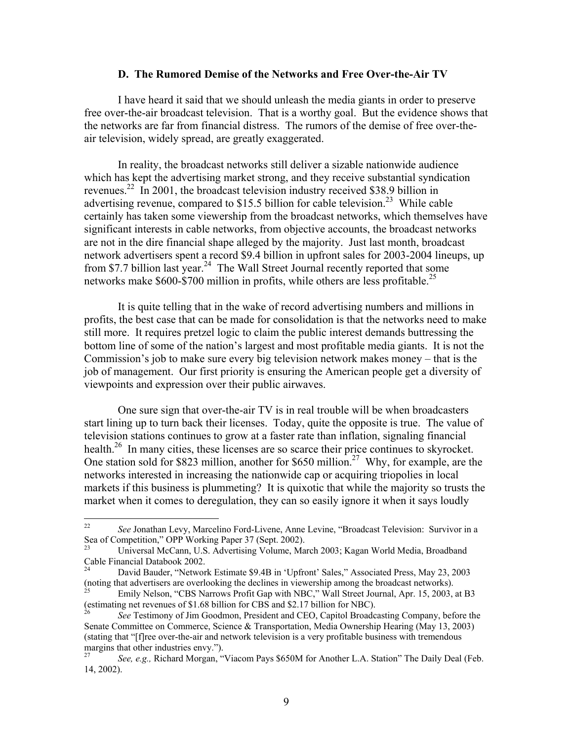### D. The Rumored Demise of the Networks and Free Over-the-Air TV

I have heard it said that we should unleash the media giants in order to preserve free over-the-air broadcast television. That is a worthy goal. But the evidence shows that the networks are far from financial distress. The rumors of the demise of free over-the-air television, widely spread, are greatly exaggerated.

In reality, the broadcast networks still deliver a sizable nationwide audience which has kept the advertising market strong, and they receive substantial syndication revenues.[22] In 2001, the broadcast television industry received $38.9 billion in advertising revenue, compared to $15.5 billion for cable television.[23] While cable certainly has taken some viewership from the broadcast networks, which themselves have significant interests in cable networks, from objective accounts, the broadcast networks are not in the dire financial shape alleged by the majority. Just last month, broadcast network advertisers spent a record $9.4 billion in upfront sales for 2003-2004 lineups, up from $7.7 billion last year.[24] The Wall Street Journal recently reported that some networks make $600-$700 million in profits, while others are less profitable.[25]

It is quite telling that in the wake of record advertising numbers and millions in profits, the best case that can be made for consolidation is that the networks need to make still more. It requires pretzel logic to claim the public interest demands buttressing the bottom line of some of the nation's largest and most profitable media giants. It is not the Commission's job to make sure every big television network makes money – that is the job of management. Our first priority is ensuring the American people get a diversity of viewpoints and expression over their public airwaves.

One sure sign that over-the-air TV is in real trouble will be when broadcasters start lining up to turn back their licenses. Today, quite the opposite is true. The value of television stations continues to grow at a faster rate than inflation, signaling financial health.[26] In many cities, these licenses are so scarce their price continues to skyrocket. One station sold for $823 million, another for $650 million.[27] Why, for example, are the networks interested in increasing the nationwide cap or acquiring triopolies in local markets if this business is plummeting? It is quixotic that while the majority so trusts the market when it comes to deregulation, they can so easily ignore it when it says loudly

---

[22] *See* Jonathan Levy, Marcelino Ford-Livene, Anne Levine, "Broadcast Television: Survivor in a Sea of Competition," OPP Working Paper 37 (Sept. 2002).

[23] Universal McCann, U.S. Advertising Volume, March 2003; Kagan World Media, Broadband Cable Financial Databook 2002.

[24] David Bauder, "Network Estimate $9.4B in 'Upfront' Sales," Associated Press, May 23, 2003 (noting that advertisers are overlooking the declines in viewership among the broadcast networks).

[25] Emily Nelson, "CBS Narrows Profit Gap with NBC," Wall Street Journal, Apr. 15, 2003, at B3 (estimating net revenues of $1.68 billion for CBS and $2.17 billion for NBC).

[26] *See* Testimony of Jim Goodmon, President and CEO, Capitol Broadcasting Company, before the Senate Committee on Commerce, Science & Transportation, Media Ownership Hearing (May 13, 2003) (stating that "[f]ree over-the-air and network television is a very profitable business with tremendous margins that other industries envy.").

[27] *See, e.g.,* Richard Morgan, "Viacom Pays $650M for Another L.A. Station" The Daily Deal (Feb. 14, 2002).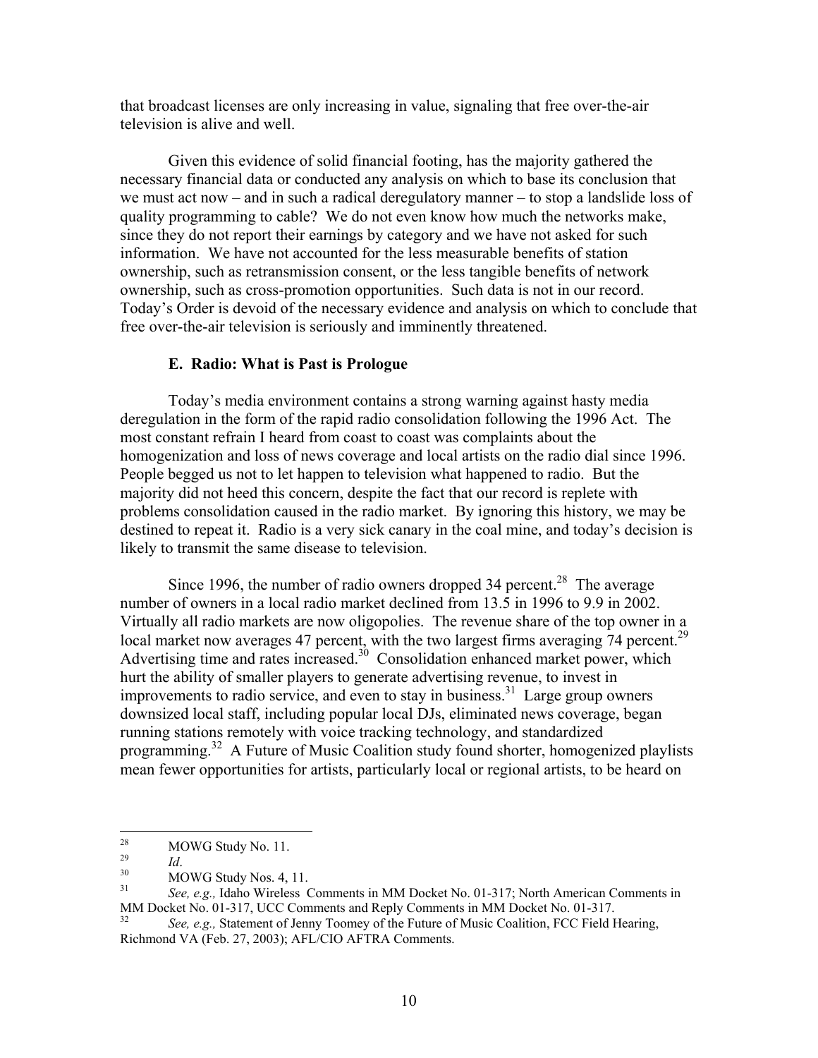that broadcast licenses are only increasing in value, signaling that free over-the-air television is alive and well.

Given this evidence of solid financial footing, has the majority gathered the necessary financial data or conducted any analysis on which to base its conclusion that we must act now – and in such a radical deregulatory manner – to stop a landslide loss of quality programming to cable? We do not even know how much the networks make, since they do not report their earnings by category and we have not asked for such information. We have not accounted for the less measurable benefits of station ownership, such as retransmission consent, or the less tangible benefits of network ownership, such as cross-promotion opportunities. Such data is not in our record. Today's Order is devoid of the necessary evidence and analysis on which to conclude that free over-the-air television is seriously and imminently threatened.

### E. Radio: What is Past is Prologue

Today's media environment contains a strong warning against hasty media deregulation in the form of the rapid radio consolidation following the 1996 Act. The most constant refrain I heard from coast to coast was complaints about the homogenization and loss of news coverage and local artists on the radio dial since 1996. People begged us not to let happen to television what happened to radio. But the majority did not heed this concern, despite the fact that our record is replete with problems consolidation caused in the radio market. By ignoring this history, we may be destined to repeat it. Radio is a very sick canary in the coal mine, and today's decision is likely to transmit the same disease to television.

Since 1996, the number of radio owners dropped 34 percent.[28] The average number of owners in a local radio market declined from 13.5 in 1996 to 9.9 in 2002. Virtually all radio markets are now oligopolies. The revenue share of the top owner in a local market now averages 47 percent, with the two largest firms averaging 74 percent.[29] Advertising time and rates increased.[30] Consolidation enhanced market power, which hurt the ability of smaller players to generate advertising revenue, to invest in improvements to radio service, and even to stay in business.[31] Large group owners downsized local staff, including popular local DJs, eliminated news coverage, began running stations remotely with voice tracking technology, and standardized programming.[32] A Future of Music Coalition study found shorter, homogenized playlists mean fewer opportunities for artists, particularly local or regional artists, to be heard on

---

[28] MOWG Study No. 11.

[29] *Id*.

[30] MOWG Study Nos. 4, 11.

[31] *See, e.g.,* Idaho Wireless Comments in MM Docket No. 01-317; North American Comments in MM Docket No. 01-317, UCC Comments and Reply Comments in MM Docket No. 01-317.

[32] *See, e.g.,* Statement of Jenny Toomey of the Future of Music Coalition, FCC Field Hearing, Richmond VA (Feb. 27, 2003); AFL/CIO AFTRA Comments.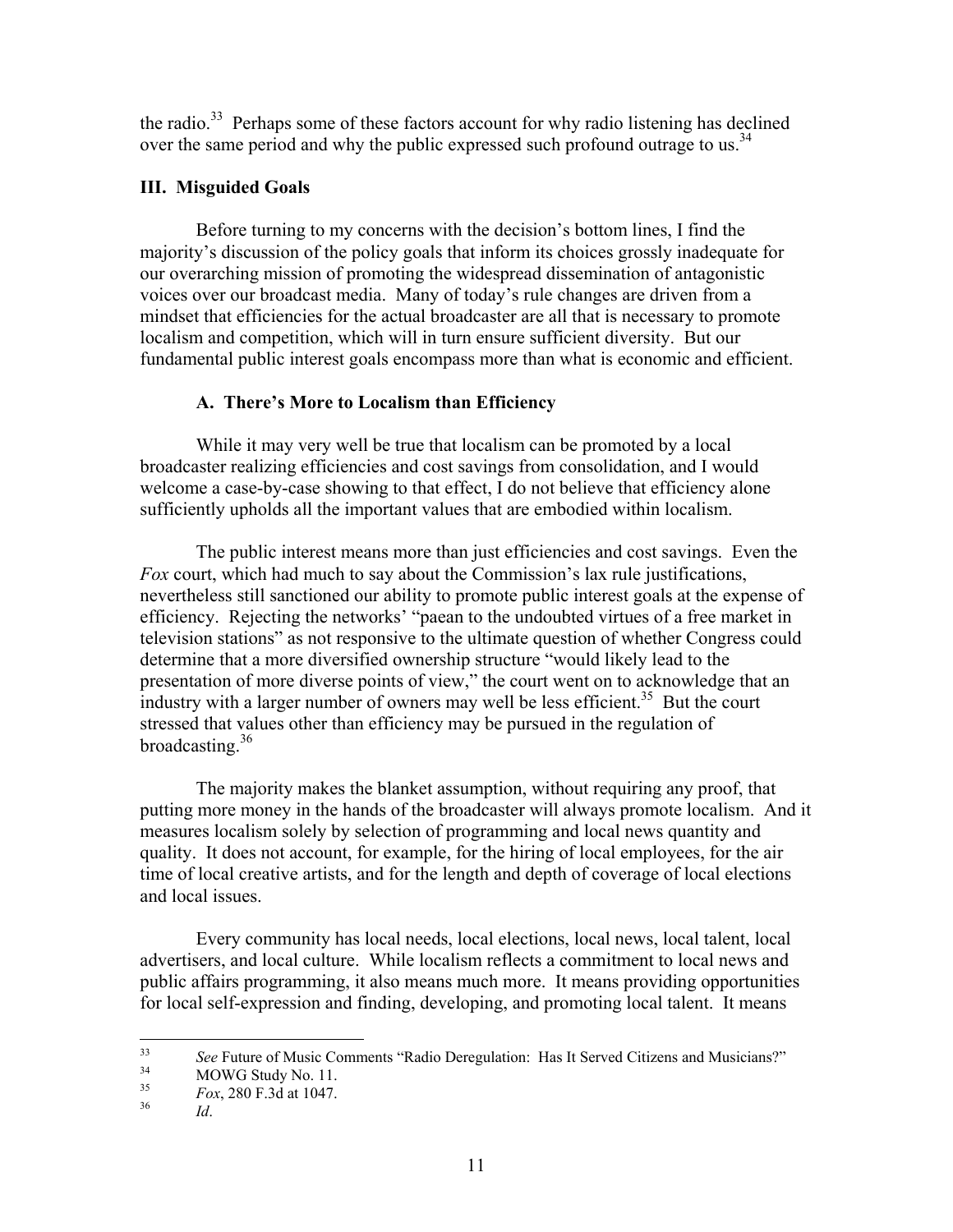the radio.[33] Perhaps some of these factors account for why radio listening has declined over the same period and why the public expressed such profound outrage to us.[34]

## III. Misguided Goals

Before turning to my concerns with the decision's bottom lines, I find the majority's discussion of the policy goals that inform its choices grossly inadequate for our overarching mission of promoting the widespread dissemination of antagonistic voices over our broadcast media. Many of today's rule changes are driven from a mindset that efficiencies for the actual broadcaster are all that is necessary to promote localism and competition, which will in turn ensure sufficient diversity. But our fundamental public interest goals encompass more than what is economic and efficient.

### A. There's More to Localism than Efficiency

While it may very well be true that localism can be promoted by a local broadcaster realizing efficiencies and cost savings from consolidation, and I would welcome a case-by-case showing to that effect, I do not believe that efficiency alone sufficiently upholds all the important values that are embodied within localism.

The public interest means more than just efficiencies and cost savings. Even the *Fox* court, which had much to say about the Commission's lax rule justifications, nevertheless still sanctioned our ability to promote public interest goals at the expense of efficiency. Rejecting the networks' "paean to the undoubted virtues of a free market in television stations" as not responsive to the ultimate question of whether Congress could determine that a more diversified ownership structure "would likely lead to the presentation of more diverse points of view," the court went on to acknowledge that an industry with a larger number of owners may well be less efficient.[35] But the court stressed that values other than efficiency may be pursued in the regulation of broadcasting.[36]

The majority makes the blanket assumption, without requiring any proof, that putting more money in the hands of the broadcaster will always promote localism. And it measures localism solely by selection of programming and local news quantity and quality. It does not account, for example, for the hiring of local employees, for the air time of local creative artists, and for the length and depth of coverage of local elections and local issues.

Every community has local needs, local elections, local news, local talent, local advertisers, and local culture. While localism reflects a commitment to local news and public affairs programming, it also means much more. It means providing opportunities for local self-expression and finding, developing, and promoting local talent. It means

---

[33] *See* Future of Music Comments "Radio Deregulation: Has It Served Citizens and Musicians?"

[34] MOWG Study No. 11.

[35] *Fox*, 280 F.3d at 1047.

[36] *Id*.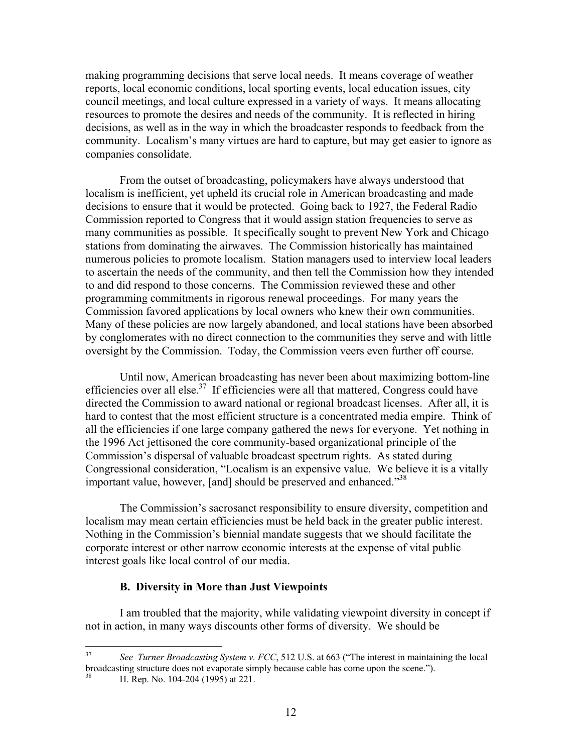making programming decisions that serve local needs. It means coverage of weather reports, local economic conditions, local sporting events, local education issues, city council meetings, and local culture expressed in a variety of ways. It means allocating resources to promote the desires and needs of the community. It is reflected in hiring decisions, as well as in the way in which the broadcaster responds to feedback from the community. Localism's many virtues are hard to capture, but may get easier to ignore as companies consolidate.

From the outset of broadcasting, policymakers have always understood that localism is inefficient, yet upheld its crucial role in American broadcasting and made decisions to ensure that it would be protected. Going back to 1927, the Federal Radio Commission reported to Congress that it would assign station frequencies to serve as many communities as possible. It specifically sought to prevent New York and Chicago stations from dominating the airwaves. The Commission historically has maintained numerous policies to promote localism. Station managers used to interview local leaders to ascertain the needs of the community, and then tell the Commission how they intended to and did respond to those concerns. The Commission reviewed these and other programming commitments in rigorous renewal proceedings. For many years the Commission favored applications by local owners who knew their own communities. Many of these policies are now largely abandoned, and local stations have been absorbed by conglomerates with no direct connection to the communities they serve and with little oversight by the Commission. Today, the Commission veers even further off course.

Until now, American broadcasting has never been about maximizing bottom-line efficiencies over all else.[37] If efficiencies were all that mattered, Congress could have directed the Commission to award national or regional broadcast licenses. After all, it is hard to contest that the most efficient structure is a concentrated media empire. Think of all the efficiencies if one large company gathered the news for everyone. Yet nothing in the 1996 Act jettisoned the core community-based organizational principle of the Commission's dispersal of valuable broadcast spectrum rights. As stated during Congressional consideration, "Localism is an expensive value. We believe it is a vitally important value, however, [and] should be preserved and enhanced."[38]

The Commission's sacrosanct responsibility to ensure diversity, competition and localism may mean certain efficiencies must be held back in the greater public interest. Nothing in the Commission's biennial mandate suggests that we should facilitate the corporate interest or other narrow economic interests at the expense of vital public interest goals like local control of our media.

### B. Diversity in More than Just Viewpoints

I am troubled that the majority, while validating viewpoint diversity in concept if not in action, in many ways discounts other forms of diversity. We should be

---

[37] *See Turner Broadcasting System v. FCC*, 512 U.S. at 663 ("The interest in maintaining the local broadcasting structure does not evaporate simply because cable has come upon the scene.").

[38] H. Rep. No. 104-204 (1995) at 221.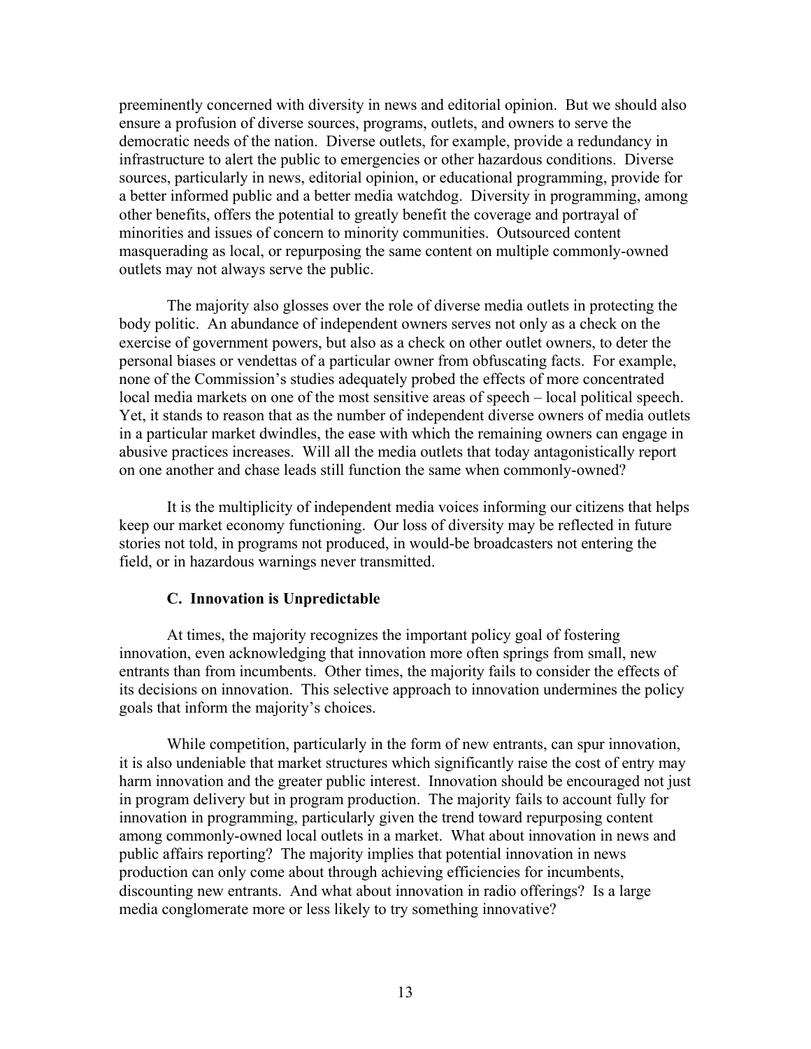preeminently concerned with diversity in news and editorial opinion. But we should also ensure a profusion of diverse sources, programs, outlets, and owners to serve the democratic needs of the nation. Diverse outlets, for example, provide a redundancy in infrastructure to alert the public to emergencies or other hazardous conditions. Diverse sources, particularly in news, editorial opinion, or educational programming, provide for a better informed public and a better media watchdog. Diversity in programming, among other benefits, offers the potential to greatly benefit the coverage and portrayal of minorities and issues of concern to minority communities. Outsourced content masquerading as local, or repurposing the same content on multiple commonly-owned outlets may not always serve the public.

The majority also glosses over the role of diverse media outlets in protecting the body politic. An abundance of independent owners serves not only as a check on the exercise of government powers, but also as a check on other outlet owners, to deter the personal biases or vendettas of a particular owner from obfuscating facts. For example, none of the Commission's studies adequately probed the effects of more concentrated local media markets on one of the most sensitive areas of speech – local political speech. Yet, it stands to reason that as the number of independent diverse owners of media outlets in a particular market dwindles, the ease with which the remaining owners can engage in abusive practices increases. Will all the media outlets that today antagonistically report on one another and chase leads still function the same when commonly-owned?

It is the multiplicity of independent media voices informing our citizens that helps keep our market economy functioning. Our loss of diversity may be reflected in future stories not told, in programs not produced, in would-be broadcasters not entering the field, or in hazardous warnings never transmitted.

### C. Innovation is Unpredictable

At times, the majority recognizes the important policy goal of fostering innovation, even acknowledging that innovation more often springs from small, new entrants than from incumbents. Other times, the majority fails to consider the effects of its decisions on innovation. This selective approach to innovation undermines the policy goals that inform the majority's choices.

While competition, particularly in the form of new entrants, can spur innovation, it is also undeniable that market structures which significantly raise the cost of entry may harm innovation and the greater public interest. Innovation should be encouraged not just in program delivery but in program production. The majority fails to account fully for innovation in programming, particularly given the trend toward repurposing content among commonly-owned local outlets in a market. What about innovation in news and public affairs reporting? The majority implies that potential innovation in news production can only come about through achieving efficiencies for incumbents, discounting new entrants. And what about innovation in radio offerings? Is a large media conglomerate more or less likely to try something innovative?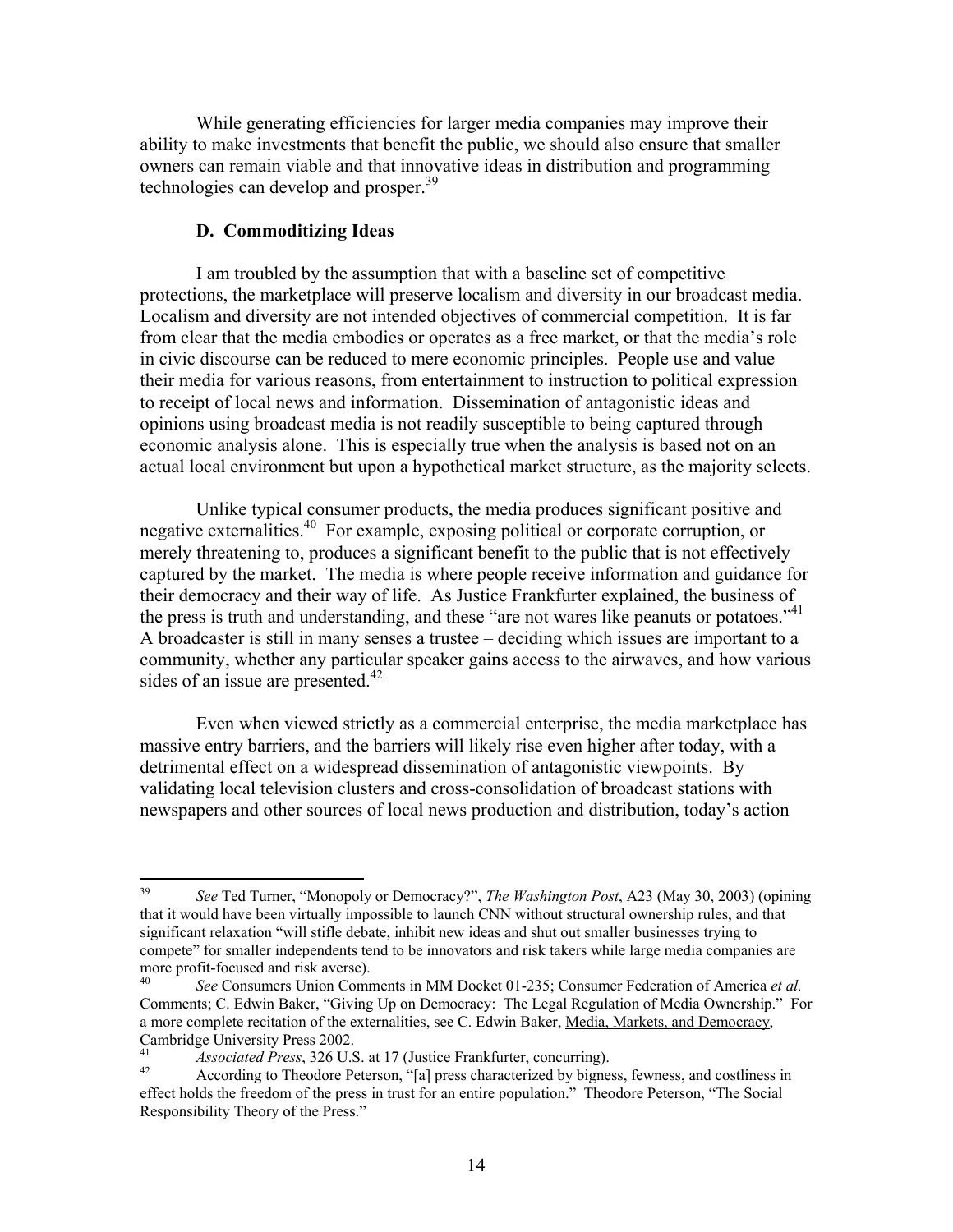While generating efficiencies for larger media companies may improve their ability to make investments that benefit the public, we should also ensure that smaller owners can remain viable and that innovative ideas in distribution and programming technologies can develop and prosper.[39]

### D. Commoditizing Ideas

I am troubled by the assumption that with a baseline set of competitive protections, the marketplace will preserve localism and diversity in our broadcast media. Localism and diversity are not intended objectives of commercial competition. It is far from clear that the media embodies or operates as a free market, or that the media's role in civic discourse can be reduced to mere economic principles. People use and value their media for various reasons, from entertainment to instruction to political expression to receipt of local news and information. Dissemination of antagonistic ideas and opinions using broadcast media is not readily susceptible to being captured through economic analysis alone. This is especially true when the analysis is based not on an actual local environment but upon a hypothetical market structure, as the majority selects.

Unlike typical consumer products, the media produces significant positive and negative externalities.[40] For example, exposing political or corporate corruption, or merely threatening to, produces a significant benefit to the public that is not effectively captured by the market. The media is where people receive information and guidance for their democracy and their way of life. As Justice Frankfurter explained, the business of the press is truth and understanding, and these "are not wares like peanuts or potatoes."[41] A broadcaster is still in many senses a trustee – deciding which issues are important to a community, whether any particular speaker gains access to the airwaves, and how various sides of an issue are presented.[42]

Even when viewed strictly as a commercial enterprise, the media marketplace has massive entry barriers, and the barriers will likely rise even higher after today, with a detrimental effect on a widespread dissemination of antagonistic viewpoints. By validating local television clusters and cross-consolidation of broadcast stations with newspapers and other sources of local news production and distribution, today's action

---

[39] *See* Ted Turner, "Monopoly or Democracy?", *The Washington Post*, A23 (May 30, 2003) (opining that it would have been virtually impossible to launch CNN without structural ownership rules, and that significant relaxation "will stifle debate, inhibit new ideas and shut out smaller businesses trying to compete" for smaller independents tend to be innovators and risk takers while large media companies are more profit-focused and risk averse).

[40] *See* Consumers Union Comments in MM Docket 01-235; Consumer Federation of America *et al.* Comments; C. Edwin Baker, "Giving Up on Democracy: The Legal Regulation of Media Ownership." For a more complete recitation of the externalities, see C. Edwin Baker, Media, Markets, and Democracy, Cambridge University Press 2002.

[41] *Associated Press*, 326 U.S. at 17 (Justice Frankfurter, concurring).

[42] According to Theodore Peterson, "[a] press characterized by bigness, fewness, and costliness in effect holds the freedom of the press in trust for an entire population." Theodore Peterson, "The Social Responsibility Theory of the Press."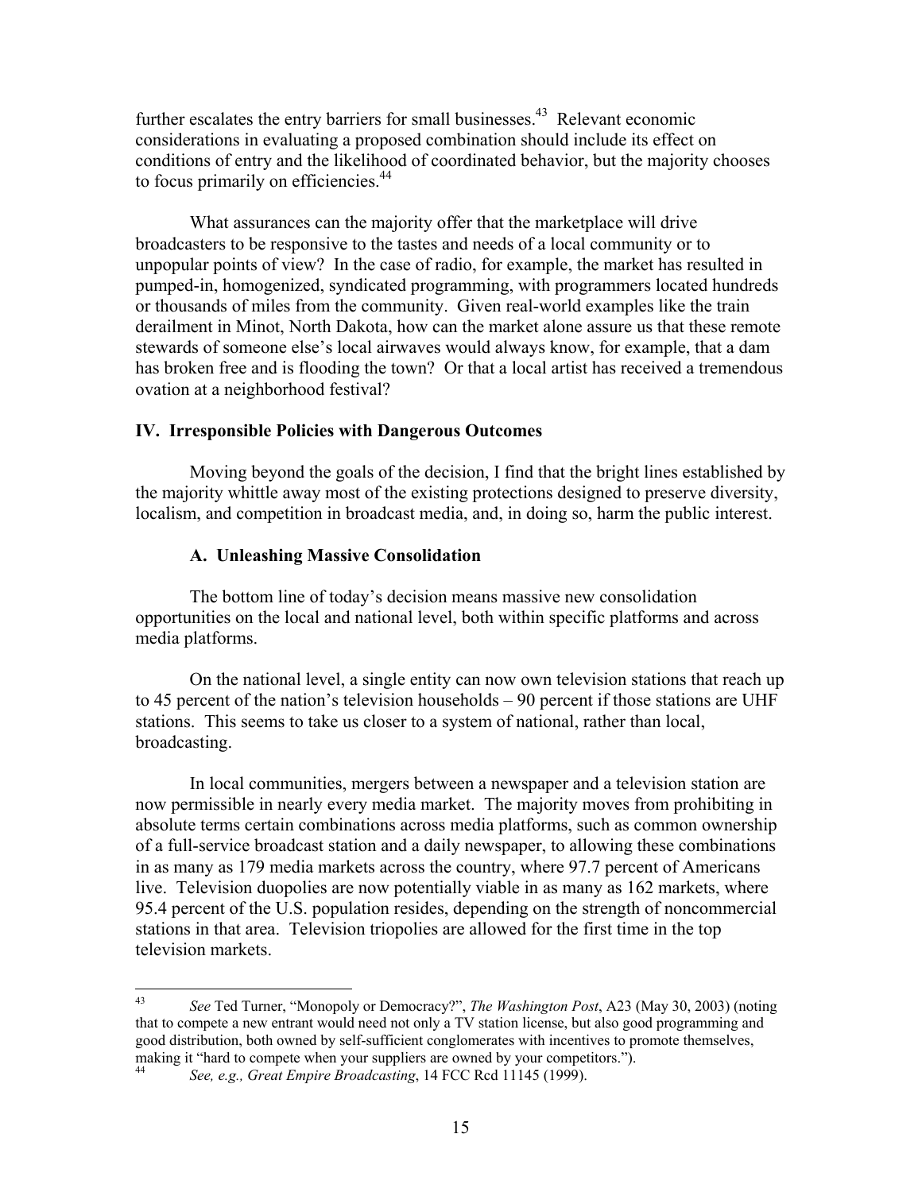further escalates the entry barriers for small businesses.[43] Relevant economic considerations in evaluating a proposed combination should include its effect on conditions of entry and the likelihood of coordinated behavior, but the majority chooses to focus primarily on efficiencies.[44]

What assurances can the majority offer that the marketplace will drive broadcasters to be responsive to the tastes and needs of a local community or to unpopular points of view? In the case of radio, for example, the market has resulted in pumped-in, homogenized, syndicated programming, with programmers located hundreds or thousands of miles from the community. Given real-world examples like the train derailment in Minot, North Dakota, how can the market alone assure us that these remote stewards of someone else's local airwaves would always know, for example, that a dam has broken free and is flooding the town? Or that a local artist has received a tremendous ovation at a neighborhood festival?

### IV. Irresponsible Policies with Dangerous Outcomes

Moving beyond the goals of the decision, I find that the bright lines established by the majority whittle away most of the existing protections designed to preserve diversity, localism, and competition in broadcast media, and, in doing so, harm the public interest.

#### A. Unleashing Massive Consolidation

The bottom line of today's decision means massive new consolidation opportunities on the local and national level, both within specific platforms and across media platforms.

On the national level, a single entity can now own television stations that reach up to 45 percent of the nation's television households – 90 percent if those stations are UHF stations. This seems to take us closer to a system of national, rather than local, broadcasting.

In local communities, mergers between a newspaper and a television station are now permissible in nearly every media market. The majority moves from prohibiting in absolute terms certain combinations across media platforms, such as common ownership of a full-service broadcast station and a daily newspaper, to allowing these combinations in as many as 179 media markets across the country, where 97.7 percent of Americans live. Television duopolies are now potentially viable in as many as 162 markets, where 95.4 percent of the U.S. population resides, depending on the strength of noncommercial stations in that area. Television triopolies are allowed for the first time in the top television markets.

---

[43] *See* Ted Turner, "Monopoly or Democracy?", *The Washington Post*, A23 (May 30, 2003) (noting that to compete a new entrant would need not only a TV station license, but also good programming and good distribution, both owned by self-sufficient conglomerates with incentives to promote themselves, making it "hard to compete when your suppliers are owned by your competitors.").

[44] *See, e.g., Great Empire Broadcasting*, 14 FCC Rcd 11145 (1999).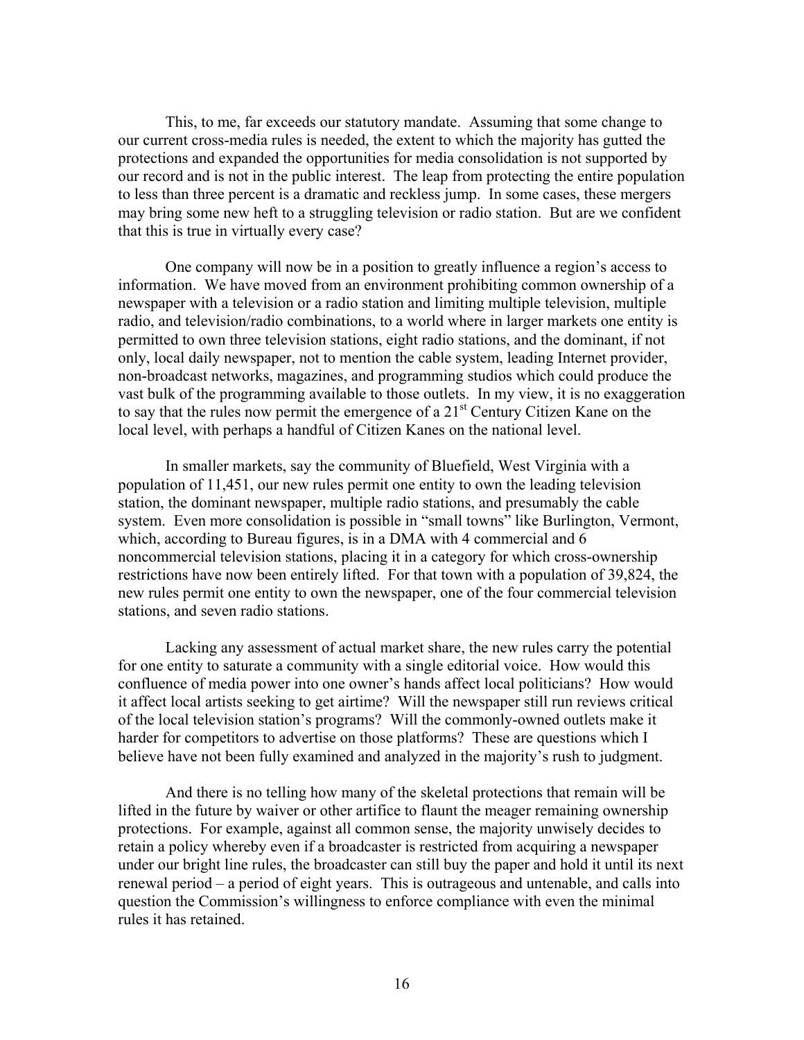This, to me, far exceeds our statutory mandate. Assuming that some change to our current cross-media rules is needed, the extent to which the majority has gutted the protections and expanded the opportunities for media consolidation is not supported by our record and is not in the public interest. The leap from protecting the entire population to less than three percent is a dramatic and reckless jump. In some cases, these mergers may bring some new heft to a struggling television or radio station. But are we confident that this is true in virtually every case?

One company will now be in a position to greatly influence a region's access to information. We have moved from an environment prohibiting common ownership of a newspaper with a television or a radio station and limiting multiple television, multiple radio, and television/radio combinations, to a world where in larger markets one entity is permitted to own three television stations, eight radio stations, and the dominant, if not only, local daily newspaper, not to mention the cable system, leading Internet provider, non-broadcast networks, magazines, and programming studios which could produce the vast bulk of the programming available to those outlets. In my view, it is no exaggeration to say that the rules now permit the emergence of a 21st Century Citizen Kane on the local level, with perhaps a handful of Citizen Kanes on the national level.

In smaller markets, say the community of Bluefield, West Virginia with a population of 11,451, our new rules permit one entity to own the leading television station, the dominant newspaper, multiple radio stations, and presumably the cable system. Even more consolidation is possible in "small towns" like Burlington, Vermont, which, according to Bureau figures, is in a DMA with 4 commercial and 6 noncommercial television stations, placing it in a category for which cross-ownership restrictions have now been entirely lifted. For that town with a population of 39,824, the new rules permit one entity to own the newspaper, one of the four commercial television stations, and seven radio stations.

Lacking any assessment of actual market share, the new rules carry the potential for one entity to saturate a community with a single editorial voice. How would this confluence of media power into one owner's hands affect local politicians? How would it affect local artists seeking to get airtime? Will the newspaper still run reviews critical of the local television station's programs? Will the commonly-owned outlets make it harder for competitors to advertise on those platforms? These are questions which I believe have not been fully examined and analyzed in the majority's rush to judgment.

And there is no telling how many of the skeletal protections that remain will be lifted in the future by waiver or other artifice to flaunt the meager remaining ownership protections. For example, against all common sense, the majority unwisely decides to retain a policy whereby even if a broadcaster is restricted from acquiring a newspaper under our bright line rules, the broadcaster can still buy the paper and hold it until its next renewal period – a period of eight years. This is outrageous and untenable, and calls into question the Commission's willingness to enforce compliance with even the minimal rules it has retained.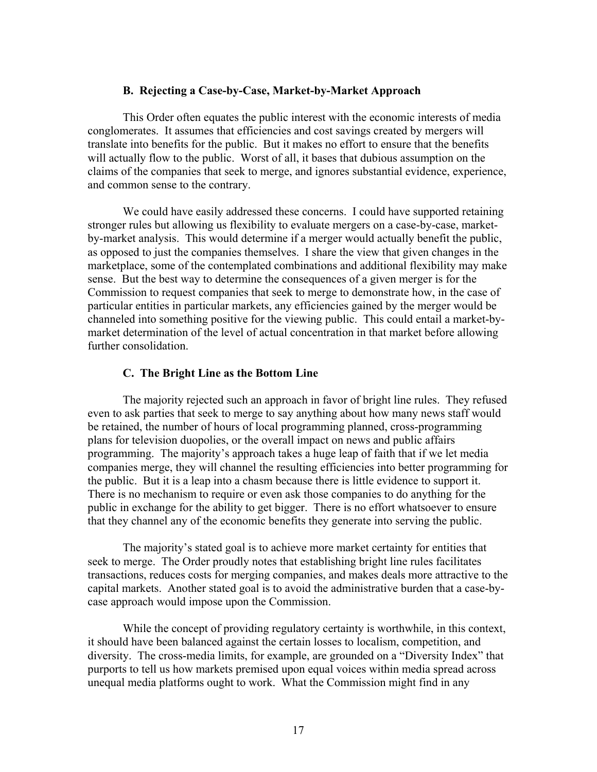### B. Rejecting a Case-by-Case, Market-by-Market Approach

This Order often equates the public interest with the economic interests of media conglomerates. It assumes that efficiencies and cost savings created by mergers will translate into benefits for the public. But it makes no effort to ensure that the benefits will actually flow to the public. Worst of all, it bases that dubious assumption on the claims of the companies that seek to merge, and ignores substantial evidence, experience, and common sense to the contrary.

We could have easily addressed these concerns. I could have supported retaining stronger rules but allowing us flexibility to evaluate mergers on a case-by-case, market-by-market analysis. This would determine if a merger would actually benefit the public, as opposed to just the companies themselves. I share the view that given changes in the marketplace, some of the contemplated combinations and additional flexibility may make sense. But the best way to determine the consequences of a given merger is for the Commission to request companies that seek to merge to demonstrate how, in the case of particular entities in particular markets, any efficiencies gained by the merger would be channeled into something positive for the viewing public. This could entail a market-by-market determination of the level of actual concentration in that market before allowing further consolidation.

### C. The Bright Line as the Bottom Line

The majority rejected such an approach in favor of bright line rules. They refused even to ask parties that seek to merge to say anything about how many news staff would be retained, the number of hours of local programming planned, cross-programming plans for television duopolies, or the overall impact on news and public affairs programming. The majority's approach takes a huge leap of faith that if we let media companies merge, they will channel the resulting efficiencies into better programming for the public. But it is a leap into a chasm because there is little evidence to support it. There is no mechanism to require or even ask those companies to do anything for the public in exchange for the ability to get bigger. There is no effort whatsoever to ensure that they channel any of the economic benefits they generate into serving the public.

The majority's stated goal is to achieve more market certainty for entities that seek to merge. The Order proudly notes that establishing bright line rules facilitates transactions, reduces costs for merging companies, and makes deals more attractive to the capital markets. Another stated goal is to avoid the administrative burden that a case-by-case approach would impose upon the Commission.

While the concept of providing regulatory certainty is worthwhile, in this context, it should have been balanced against the certain losses to localism, competition, and diversity. The cross-media limits, for example, are grounded on a "Diversity Index" that purports to tell us how markets premised upon equal voices within media spread across unequal media platforms ought to work. What the Commission might find in any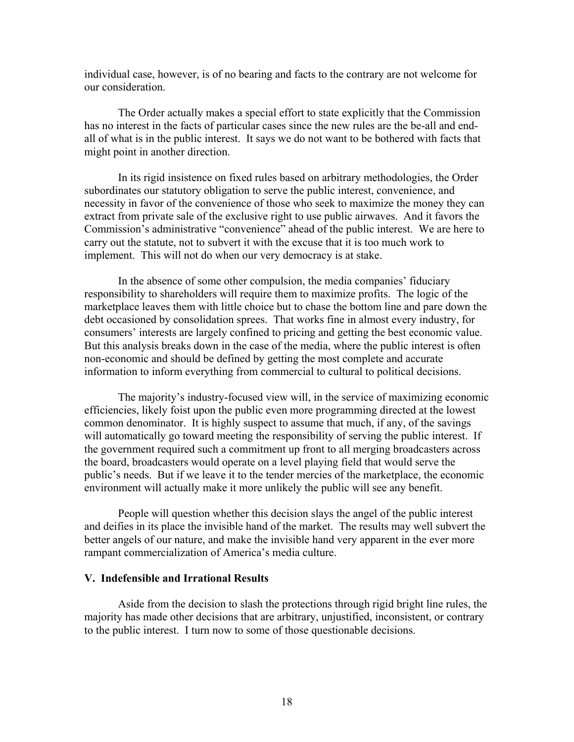individual case, however, is of no bearing and facts to the contrary are not welcome for our consideration.

The Order actually makes a special effort to state explicitly that the Commission has no interest in the facts of particular cases since the new rules are the be-all and end-all of what is in the public interest. It says we do not want to be bothered with facts that might point in another direction.

In its rigid insistence on fixed rules based on arbitrary methodologies, the Order subordinates our statutory obligation to serve the public interest, convenience, and necessity in favor of the convenience of those who seek to maximize the money they can extract from private sale of the exclusive right to use public airwaves. And it favors the Commission's administrative "convenience" ahead of the public interest. We are here to carry out the statute, not to subvert it with the excuse that it is too much work to implement. This will not do when our very democracy is at stake.

In the absence of some other compulsion, the media companies' fiduciary responsibility to shareholders will require them to maximize profits. The logic of the marketplace leaves them with little choice but to chase the bottom line and pare down the debt occasioned by consolidation sprees. That works fine in almost every industry, for consumers' interests are largely confined to pricing and getting the best economic value. But this analysis breaks down in the case of the media, where the public interest is often non-economic and should be defined by getting the most complete and accurate information to inform everything from commercial to cultural to political decisions.

The majority's industry-focused view will, in the service of maximizing economic efficiencies, likely foist upon the public even more programming directed at the lowest common denominator. It is highly suspect to assume that much, if any, of the savings will automatically go toward meeting the responsibility of serving the public interest. If the government required such a commitment up front to all merging broadcasters across the board, broadcasters would operate on a level playing field that would serve the public's needs. But if we leave it to the tender mercies of the marketplace, the economic environment will actually make it more unlikely the public will see any benefit.

People will question whether this decision slays the angel of the public interest and deifies in its place the invisible hand of the market. The results may well subvert the better angels of our nature, and make the invisible hand very apparent in the ever more rampant commercialization of America's media culture.

## V. Indefensible and Irrational Results

Aside from the decision to slash the protections through rigid bright line rules, the majority has made other decisions that are arbitrary, unjustified, inconsistent, or contrary to the public interest. I turn now to some of those questionable decisions.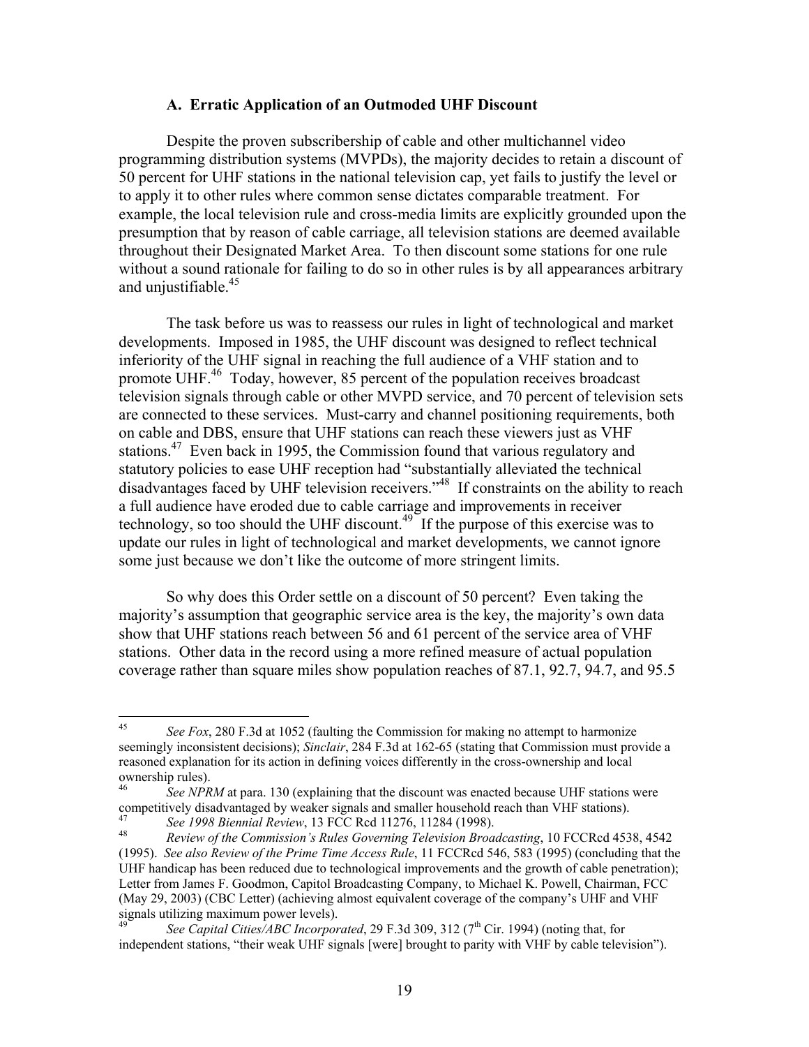### A. Erratic Application of an Outmoded UHF Discount

Despite the proven subscribership of cable and other multichannel video programming distribution systems (MVPDs), the majority decides to retain a discount of 50 percent for UHF stations in the national television cap, yet fails to justify the level or to apply it to other rules where common sense dictates comparable treatment. For example, the local television rule and cross-media limits are explicitly grounded upon the presumption that by reason of cable carriage, all television stations are deemed available throughout their Designated Market Area. To then discount some stations for one rule without a sound rationale for failing to do so in other rules is by all appearances arbitrary and unjustifiable.[45]

The task before us was to reassess our rules in light of technological and market developments. Imposed in 1985, the UHF discount was designed to reflect technical inferiority of the UHF signal in reaching the full audience of a VHF station and to promote UHF.[46] Today, however, 85 percent of the population receives broadcast television signals through cable or other MVPD service, and 70 percent of television sets are connected to these services. Must-carry and channel positioning requirements, both on cable and DBS, ensure that UHF stations can reach these viewers just as VHF stations.[47] Even back in 1995, the Commission found that various regulatory and statutory policies to ease UHF reception had "substantially alleviated the technical disadvantages faced by UHF television receivers."[48] If constraints on the ability to reach a full audience have eroded due to cable carriage and improvements in receiver technology, so too should the UHF discount.[49] If the purpose of this exercise was to update our rules in light of technological and market developments, we cannot ignore some just because we don't like the outcome of more stringent limits.

So why does this Order settle on a discount of 50 percent? Even taking the majority's assumption that geographic service area is the key, the majority's own data show that UHF stations reach between 56 and 61 percent of the service area of VHF stations. Other data in the record using a more refined measure of actual population coverage rather than square miles show population reaches of 87.1, 92.7, 94.7, and 95.5

---

45 *See Fox*, 280 F.3d at 1052 (faulting the Commission for making no attempt to harmonize seemingly inconsistent decisions); *Sinclair*, 284 F.3d at 162-65 (stating that Commission must provide a reasoned explanation for its action in defining voices differently in the cross-ownership and local ownership rules).

46 *See NPRM* at para. 130 (explaining that the discount was enacted because UHF stations were competitively disadvantaged by weaker signals and smaller household reach than VHF stations).

47 *See 1998 Biennial Review*, 13 FCC Rcd 11276, 11284 (1998).

48 *Review of the Commission's Rules Governing Television Broadcasting*, 10 FCCRcd 4538, 4542 (1995). *See also Review of the Prime Time Access Rule*, 11 FCCRcd 546, 583 (1995) (concluding that the UHF handicap has been reduced due to technological improvements and the growth of cable penetration); Letter from James F. Goodmon, Capitol Broadcasting Company, to Michael K. Powell, Chairman, FCC (May 29, 2003) (CBC Letter) (achieving almost equivalent coverage of the company's UHF and VHF signals utilizing maximum power levels).

49 *See Capital Cities/ABC Incorporated*, 29 F.3d 309, 312 (7th Cir. 1994) (noting that, for independent stations, "their weak UHF signals [were] brought to parity with VHF by cable television").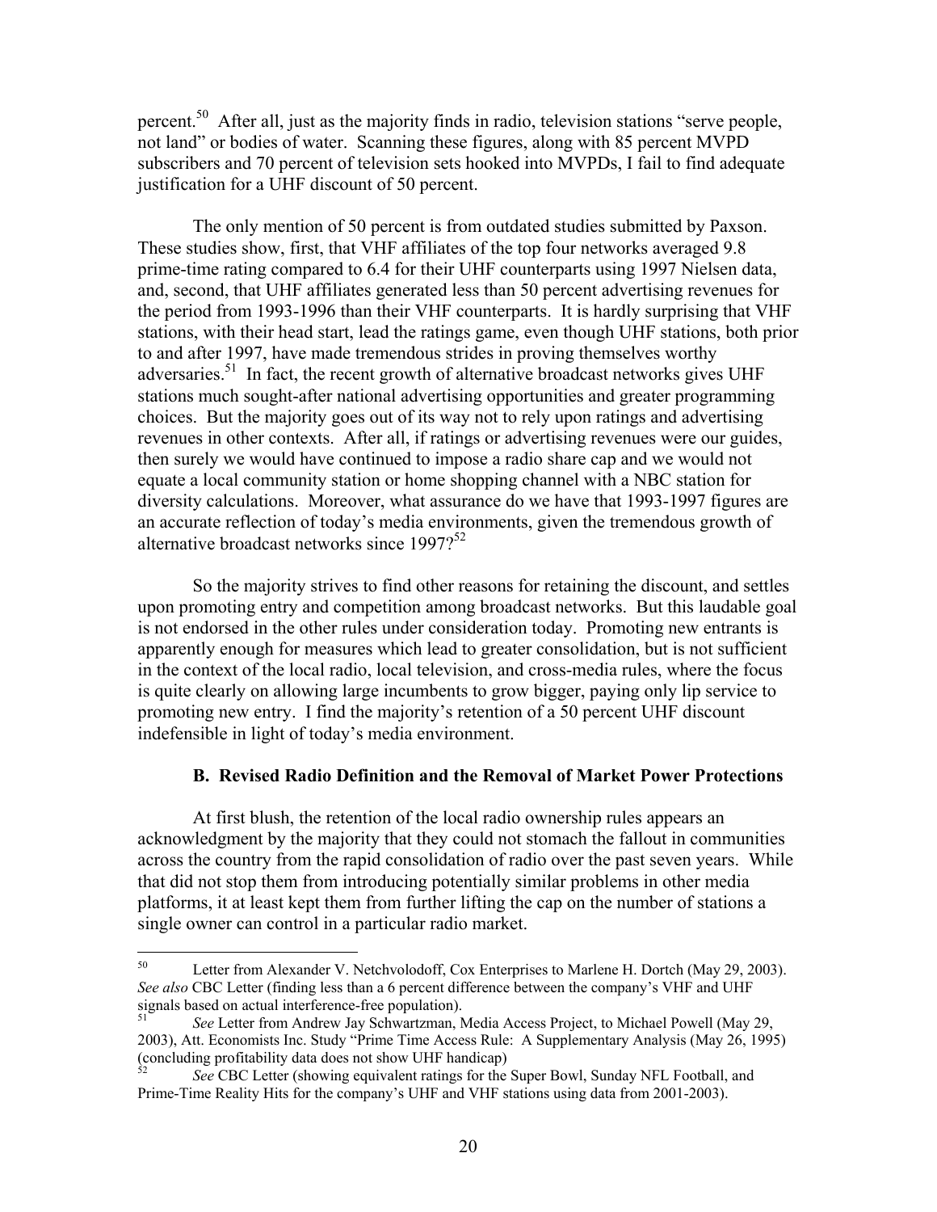percent.[50] After all, just as the majority finds in radio, television stations "serve people, not land" or bodies of water. Scanning these figures, along with 85 percent MVPD subscribers and 70 percent of television sets hooked into MVPDs, I fail to find adequate justification for a UHF discount of 50 percent.

The only mention of 50 percent is from outdated studies submitted by Paxson. These studies show, first, that VHF affiliates of the top four networks averaged 9.8 prime-time rating compared to 6.4 for their UHF counterparts using 1997 Nielsen data, and, second, that UHF affiliates generated less than 50 percent advertising revenues for the period from 1993-1996 than their VHF counterparts. It is hardly surprising that VHF stations, with their head start, lead the ratings game, even though UHF stations, both prior to and after 1997, have made tremendous strides in proving themselves worthy adversaries.[51] In fact, the recent growth of alternative broadcast networks gives UHF stations much sought-after national advertising opportunities and greater programming choices. But the majority goes out of its way not to rely upon ratings and advertising revenues in other contexts. After all, if ratings or advertising revenues were our guides, then surely we would have continued to impose a radio share cap and we would not equate a local community station or home shopping channel with a NBC station for diversity calculations. Moreover, what assurance do we have that 1993-1997 figures are an accurate reflection of today's media environments, given the tremendous growth of alternative broadcast networks since 1997?[52]

So the majority strives to find other reasons for retaining the discount, and settles upon promoting entry and competition among broadcast networks. But this laudable goal is not endorsed in the other rules under consideration today. Promoting new entrants is apparently enough for measures which lead to greater consolidation, but is not sufficient in the context of the local radio, local television, and cross-media rules, where the focus is quite clearly on allowing large incumbents to grow bigger, paying only lip service to promoting new entry. I find the majority's retention of a 50 percent UHF discount indefensible in light of today's media environment.

### B. Revised Radio Definition and the Removal of Market Power Protections

At first blush, the retention of the local radio ownership rules appears an acknowledgment by the majority that they could not stomach the fallout in communities across the country from the rapid consolidation of radio over the past seven years. While that did not stop them from introducing potentially similar problems in other media platforms, it at least kept them from further lifting the cap on the number of stations a single owner can control in a particular radio market.

---

[50] Letter from Alexander V. Netchvolodoff, Cox Enterprises to Marlene H. Dortch (May 29, 2003). *See also* CBC Letter (finding less than a 6 percent difference between the company's VHF and UHF signals based on actual interference-free population).

[51] *See* Letter from Andrew Jay Schwartzman, Media Access Project, to Michael Powell (May 29, 2003), Att. Economists Inc. Study "Prime Time Access Rule: A Supplementary Analysis (May 26, 1995) (concluding profitability data does not show UHF handicap)

[52] *See* CBC Letter (showing equivalent ratings for the Super Bowl, Sunday NFL Football, and Prime-Time Reality Hits for the company's UHF and VHF stations using data from 2001-2003).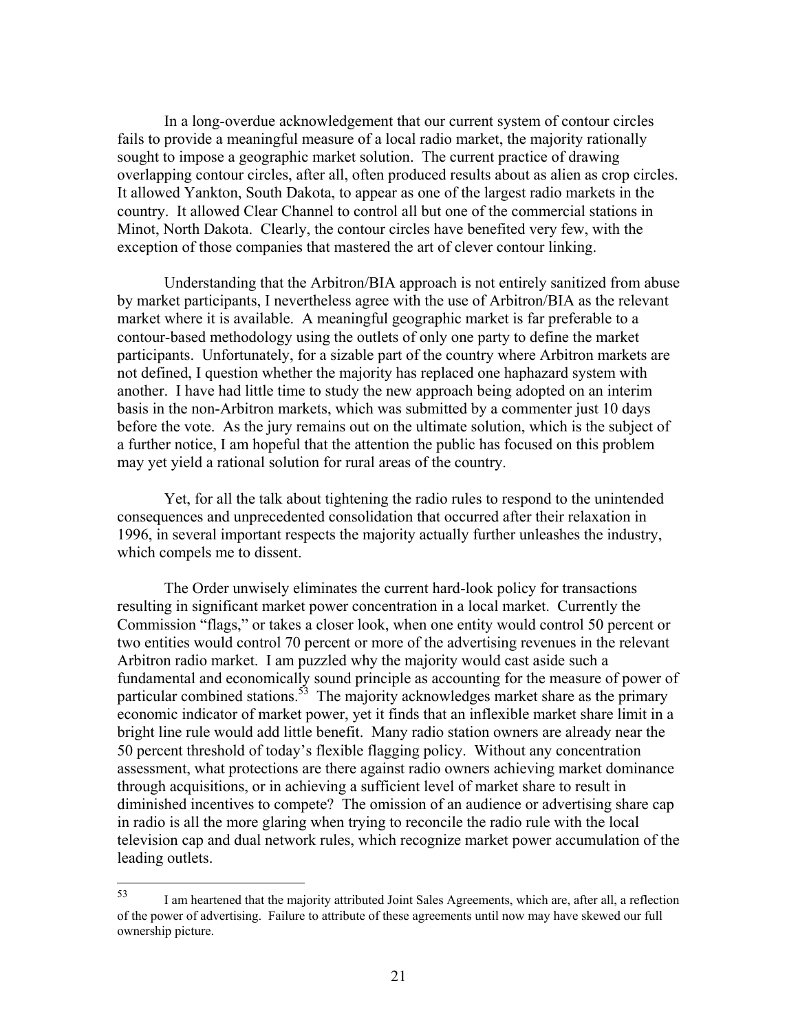In a long-overdue acknowledgement that our current system of contour circles fails to provide a meaningful measure of a local radio market, the majority rationally sought to impose a geographic market solution. The current practice of drawing overlapping contour circles, after all, often produced results about as alien as crop circles. It allowed Yankton, South Dakota, to appear as one of the largest radio markets in the country. It allowed Clear Channel to control all but one of the commercial stations in Minot, North Dakota. Clearly, the contour circles have benefited very few, with the exception of those companies that mastered the art of clever contour linking.

Understanding that the Arbitron/BIA approach is not entirely sanitized from abuse by market participants, I nevertheless agree with the use of Arbitron/BIA as the relevant market where it is available. A meaningful geographic market is far preferable to a contour-based methodology using the outlets of only one party to define the market participants. Unfortunately, for a sizable part of the country where Arbitron markets are not defined, I question whether the majority has replaced one haphazard system with another. I have had little time to study the new approach being adopted on an interim basis in the non-Arbitron markets, which was submitted by a commenter just 10 days before the vote. As the jury remains out on the ultimate solution, which is the subject of a further notice, I am hopeful that the attention the public has focused on this problem may yet yield a rational solution for rural areas of the country.

Yet, for all the talk about tightening the radio rules to respond to the unintended consequences and unprecedented consolidation that occurred after their relaxation in 1996, in several important respects the majority actually further unleashes the industry, which compels me to dissent.

The Order unwisely eliminates the current hard-look policy for transactions resulting in significant market power concentration in a local market. Currently the Commission "flags," or takes a closer look, when one entity would control 50 percent or two entities would control 70 percent or more of the advertising revenues in the relevant Arbitron radio market. I am puzzled why the majority would cast aside such a fundamental and economically sound principle as accounting for the measure of power of particular combined stations.[53] The majority acknowledges market share as the primary economic indicator of market power, yet it finds that an inflexible market share limit in a bright line rule would add little benefit. Many radio station owners are already near the 50 percent threshold of today's flexible flagging policy. Without any concentration assessment, what protections are there against radio owners achieving market dominance through acquisitions, or in achieving a sufficient level of market share to result in diminished incentives to compete? The omission of an audience or advertising share cap in radio is all the more glaring when trying to reconcile the radio rule with the local television cap and dual network rules, which recognize market power accumulation of the leading outlets.

---

[53] I am heartened that the majority attributed Joint Sales Agreements, which are, after all, a reflection of the power of advertising. Failure to attribute of these agreements until now may have skewed our full ownership picture.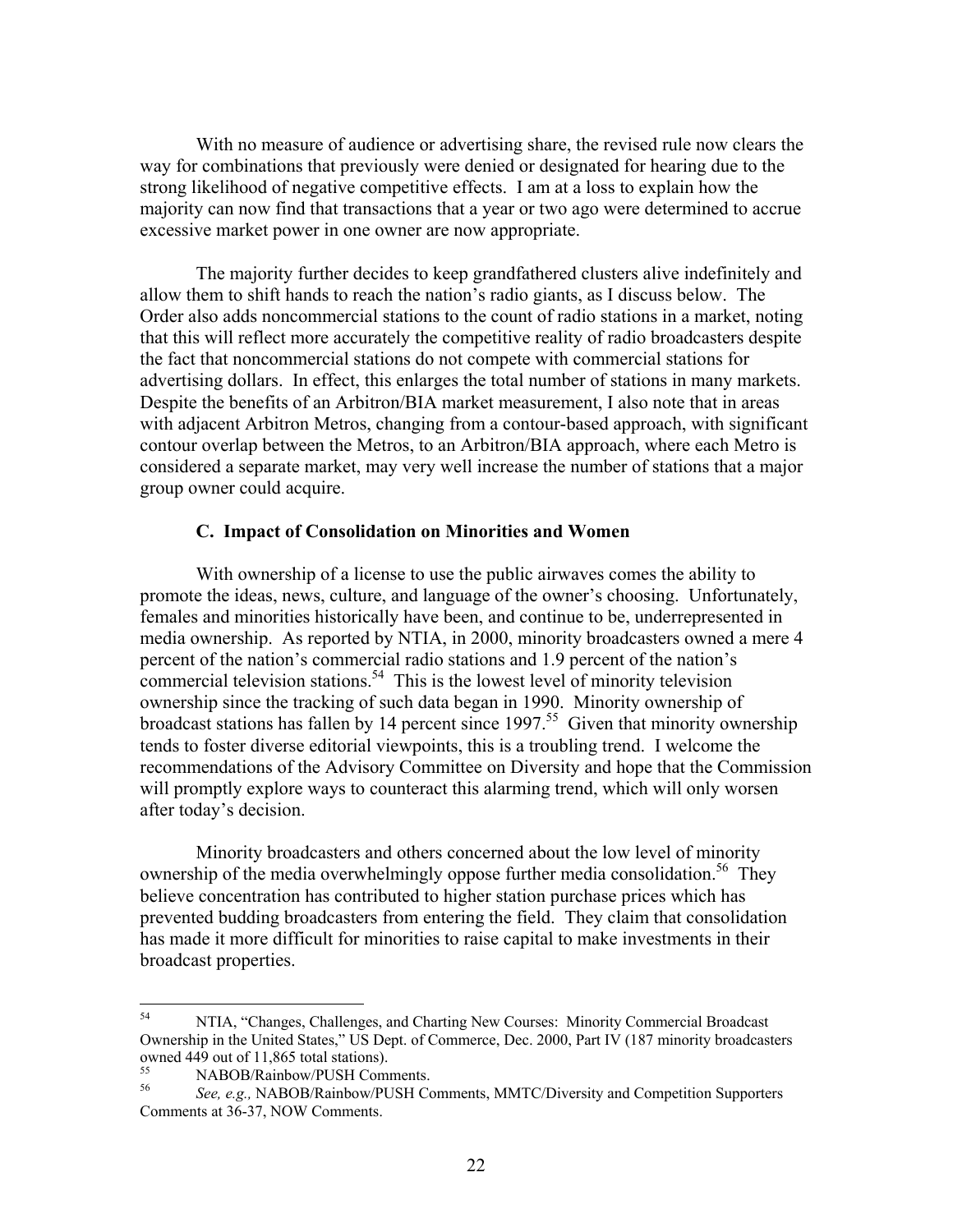With no measure of audience or advertising share, the revised rule now clears the way for combinations that previously were denied or designated for hearing due to the strong likelihood of negative competitive effects. I am at a loss to explain how the majority can now find that transactions that a year or two ago were determined to accrue excessive market power in one owner are now appropriate.

The majority further decides to keep grandfathered clusters alive indefinitely and allow them to shift hands to reach the nation's radio giants, as I discuss below. The Order also adds noncommercial stations to the count of radio stations in a market, noting that this will reflect more accurately the competitive reality of radio broadcasters despite the fact that noncommercial stations do not compete with commercial stations for advertising dollars. In effect, this enlarges the total number of stations in many markets. Despite the benefits of an Arbitron/BIA market measurement, I also note that in areas with adjacent Arbitron Metros, changing from a contour-based approach, with significant contour overlap between the Metros, to an Arbitron/BIA approach, where each Metro is considered a separate market, may very well increase the number of stations that a major group owner could acquire.

### C. Impact of Consolidation on Minorities and Women

With ownership of a license to use the public airwaves comes the ability to promote the ideas, news, culture, and language of the owner's choosing. Unfortunately, females and minorities historically have been, and continue to be, underrepresented in media ownership. As reported by NTIA, in 2000, minority broadcasters owned a mere 4 percent of the nation's commercial radio stations and 1.9 percent of the nation's commercial television stations.[54] This is the lowest level of minority television ownership since the tracking of such data began in 1990. Minority ownership of broadcast stations has fallen by 14 percent since 1997.[55] Given that minority ownership tends to foster diverse editorial viewpoints, this is a troubling trend. I welcome the recommendations of the Advisory Committee on Diversity and hope that the Commission will promptly explore ways to counteract this alarming trend, which will only worsen after today's decision.

Minority broadcasters and others concerned about the low level of minority ownership of the media overwhelmingly oppose further media consolidation.[56] They believe concentration has contributed to higher station purchase prices which has prevented budding broadcasters from entering the field. They claim that consolidation has made it more difficult for minorities to raise capital to make investments in their broadcast properties.

---

[54] NTIA, "Changes, Challenges, and Charting New Courses: Minority Commercial Broadcast Ownership in the United States," US Dept. of Commerce, Dec. 2000, Part IV (187 minority broadcasters owned 449 out of 11,865 total stations).

[55] NABOB/Rainbow/PUSH Comments.

[56] *See, e.g.,* NABOB/Rainbow/PUSH Comments, MMTC/Diversity and Competition Supporters Comments at 36-37, NOW Comments.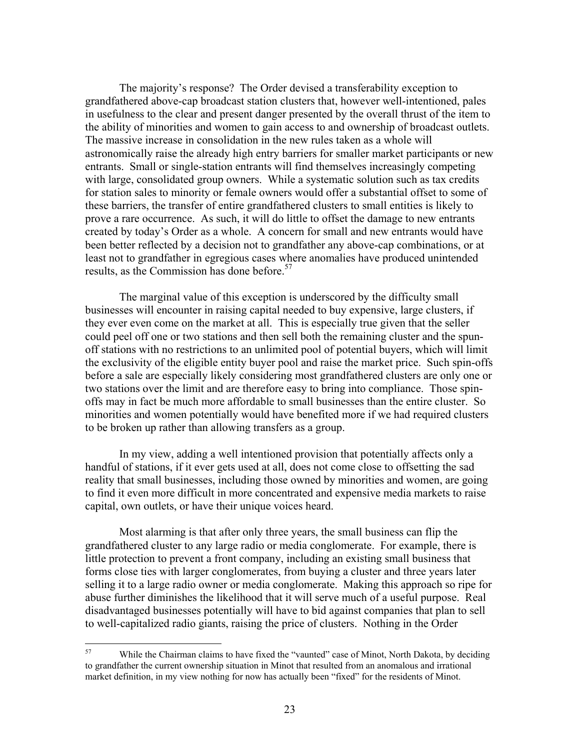The majority's response? The Order devised a transferability exception to grandfathered above-cap broadcast station clusters that, however well-intentioned, pales in usefulness to the clear and present danger presented by the overall thrust of the item to the ability of minorities and women to gain access to and ownership of broadcast outlets. The massive increase in consolidation in the new rules taken as a whole will astronomically raise the already high entry barriers for smaller market participants or new entrants. Small or single-station entrants will find themselves increasingly competing with large, consolidated group owners. While a systematic solution such as tax credits for station sales to minority or female owners would offer a substantial offset to some of these barriers, the transfer of entire grandfathered clusters to small entities is likely to prove a rare occurrence. As such, it will do little to offset the damage to new entrants created by today's Order as a whole. A concern for small and new entrants would have been better reflected by a decision not to grandfather any above-cap combinations, or at least not to grandfather in egregious cases where anomalies have produced unintended results, as the Commission has done before.[57]

The marginal value of this exception is underscored by the difficulty small businesses will encounter in raising capital needed to buy expensive, large clusters, if they ever even come on the market at all. This is especially true given that the seller could peel off one or two stations and then sell both the remaining cluster and the spun-off stations with no restrictions to an unlimited pool of potential buyers, which will limit the exclusivity of the eligible entity buyer pool and raise the market price. Such spin-offs before a sale are especially likely considering most grandfathered clusters are only one or two stations over the limit and are therefore easy to bring into compliance. Those spin-offs may in fact be much more affordable to small businesses than the entire cluster. So minorities and women potentially would have benefited more if we had required clusters to be broken up rather than allowing transfers as a group.

In my view, adding a well intentioned provision that potentially affects only a handful of stations, if it ever gets used at all, does not come close to offsetting the sad reality that small businesses, including those owned by minorities and women, are going to find it even more difficult in more concentrated and expensive media markets to raise capital, own outlets, or have their unique voices heard.

Most alarming is that after only three years, the small business can flip the grandfathered cluster to any large radio or media conglomerate. For example, there is little protection to prevent a front company, including an existing small business that forms close ties with larger conglomerates, from buying a cluster and three years later selling it to a large radio owner or media conglomerate. Making this approach so ripe for abuse further diminishes the likelihood that it will serve much of a useful purpose. Real disadvantaged businesses potentially will have to bid against companies that plan to sell to well-capitalized radio giants, raising the price of clusters. Nothing in the Order

---

[57] While the Chairman claims to have fixed the "vaunted" case of Minot, North Dakota, by deciding to grandfather the current ownership situation in Minot that resulted from an anomalous and irrational market definition, in my view nothing for now has actually been "fixed" for the residents of Minot.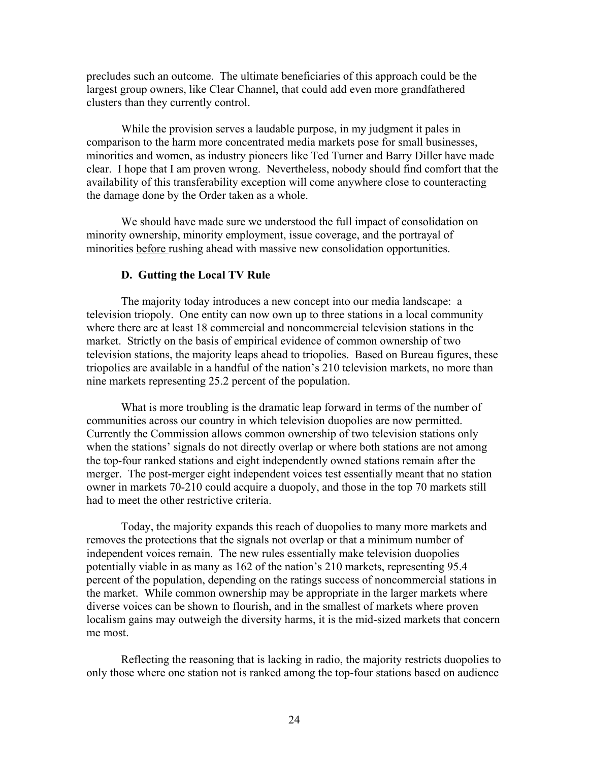precludes such an outcome. The ultimate beneficiaries of this approach could be the largest group owners, like Clear Channel, that could add even more grandfathered clusters than they currently control.

While the provision serves a laudable purpose, in my judgment it pales in comparison to the harm more concentrated media markets pose for small businesses, minorities and women, as industry pioneers like Ted Turner and Barry Diller have made clear. I hope that I am proven wrong. Nevertheless, nobody should find comfort that the availability of this transferability exception will come anywhere close to counteracting the damage done by the Order taken as a whole.

We should have made sure we understood the full impact of consolidation on minority ownership, minority employment, issue coverage, and the portrayal of minorities before rushing ahead with massive new consolidation opportunities.

### D. Gutting the Local TV Rule

The majority today introduces a new concept into our media landscape: a television triopoly. One entity can now own up to three stations in a local community where there are at least 18 commercial and noncommercial television stations in the market. Strictly on the basis of empirical evidence of common ownership of two television stations, the majority leaps ahead to triopolies. Based on Bureau figures, these triopolies are available in a handful of the nation's 210 television markets, no more than nine markets representing 25.2 percent of the population.

What is more troubling is the dramatic leap forward in terms of the number of communities across our country in which television duopolies are now permitted. Currently the Commission allows common ownership of two television stations only when the stations' signals do not directly overlap or where both stations are not among the top-four ranked stations and eight independently owned stations remain after the merger. The post-merger eight independent voices test essentially meant that no station owner in markets 70-210 could acquire a duopoly, and those in the top 70 markets still had to meet the other restrictive criteria.

Today, the majority expands this reach of duopolies to many more markets and removes the protections that the signals not overlap or that a minimum number of independent voices remain. The new rules essentially make television duopolies potentially viable in as many as 162 of the nation's 210 markets, representing 95.4 percent of the population, depending on the ratings success of noncommercial stations in the market. While common ownership may be appropriate in the larger markets where diverse voices can be shown to flourish, and in the smallest of markets where proven localism gains may outweigh the diversity harms, it is the mid-sized markets that concern me most.

Reflecting the reasoning that is lacking in radio, the majority restricts duopolies to only those where one station not is ranked among the top-four stations based on audience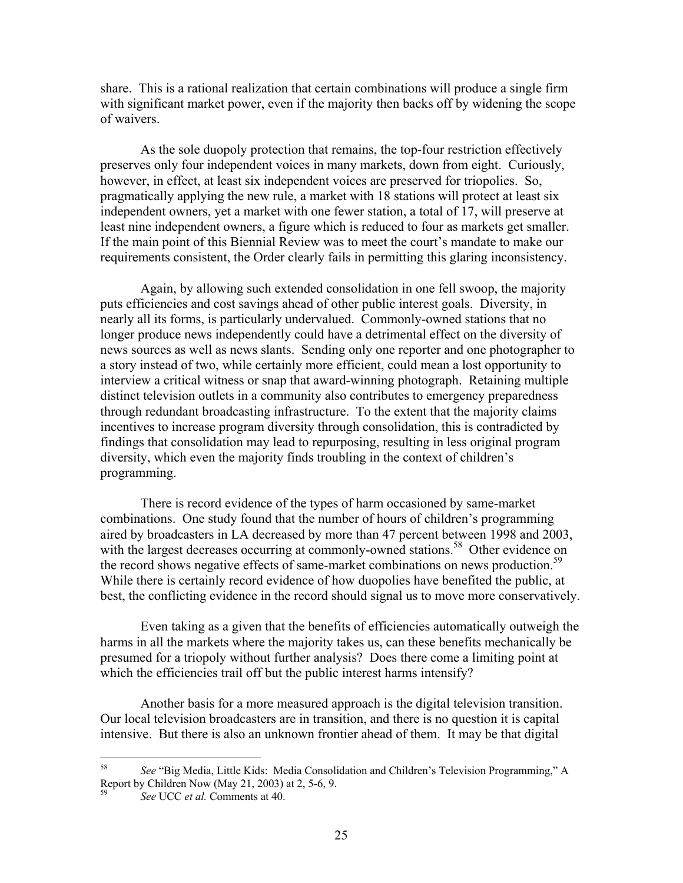share. This is a rational realization that certain combinations will produce a single firm with significant market power, even if the majority then backs off by widening the scope of waivers.

As the sole duopoly protection that remains, the top-four restriction effectively preserves only four independent voices in many markets, down from eight. Curiously, however, in effect, at least six independent voices are preserved for triopolies. So, pragmatically applying the new rule, a market with 18 stations will protect at least six independent owners, yet a market with one fewer station, a total of 17, will preserve at least nine independent owners, a figure which is reduced to four as markets get smaller. If the main point of this Biennial Review was to meet the court's mandate to make our requirements consistent, the Order clearly fails in permitting this glaring inconsistency.

Again, by allowing such extended consolidation in one fell swoop, the majority puts efficiencies and cost savings ahead of other public interest goals. Diversity, in nearly all its forms, is particularly undervalued. Commonly-owned stations that no longer produce news independently could have a detrimental effect on the diversity of news sources as well as news slants. Sending only one reporter and one photographer to a story instead of two, while certainly more efficient, could mean a lost opportunity to interview a critical witness or snap that award-winning photograph. Retaining multiple distinct television outlets in a community also contributes to emergency preparedness through redundant broadcasting infrastructure. To the extent that the majority claims incentives to increase program diversity through consolidation, this is contradicted by findings that consolidation may lead to repurposing, resulting in less original program diversity, which even the majority finds troubling in the context of children's programming.

There is record evidence of the types of harm occasioned by same-market combinations. One study found that the number of hours of children's programming aired by broadcasters in LA decreased by more than 47 percent between 1998 and 2003, with the largest decreases occurring at commonly-owned stations.[58] Other evidence on the record shows negative effects of same-market combinations on news production.[59] While there is certainly record evidence of how duopolies have benefited the public, at best, the conflicting evidence in the record should signal us to move more conservatively.

Even taking as a given that the benefits of efficiencies automatically outweigh the harms in all the markets where the majority takes us, can these benefits mechanically be presumed for a triopoly without further analysis? Does there come a limiting point at which the efficiencies trail off but the public interest harms intensify?

Another basis for a more measured approach is the digital television transition. Our local television broadcasters are in transition, and there is no question it is capital intensive. But there is also an unknown frontier ahead of them. It may be that digital

---

[58] *See* "Big Media, Little Kids: Media Consolidation and Children's Television Programming," A Report by Children Now (May 21, 2003) at 2, 5-6, 9.

[59] *See* UCC *et al.* Comments at 40.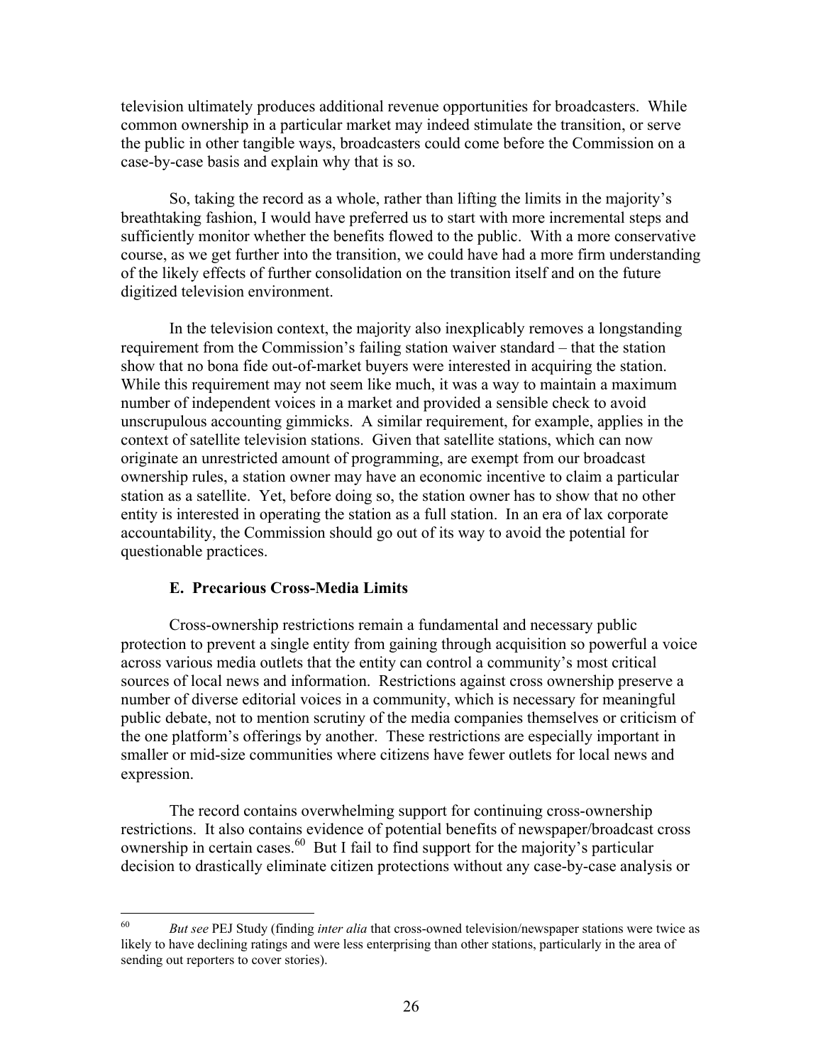television ultimately produces additional revenue opportunities for broadcasters. While common ownership in a particular market may indeed stimulate the transition, or serve the public in other tangible ways, broadcasters could come before the Commission on a case-by-case basis and explain why that is so.

So, taking the record as a whole, rather than lifting the limits in the majority's breathtaking fashion, I would have preferred us to start with more incremental steps and sufficiently monitor whether the benefits flowed to the public. With a more conservative course, as we get further into the transition, we could have had a more firm understanding of the likely effects of further consolidation on the transition itself and on the future digitized television environment.

In the television context, the majority also inexplicably removes a longstanding requirement from the Commission's failing station waiver standard – that the station show that no bona fide out-of-market buyers were interested in acquiring the station. While this requirement may not seem like much, it was a way to maintain a maximum number of independent voices in a market and provided a sensible check to avoid unscrupulous accounting gimmicks. A similar requirement, for example, applies in the context of satellite television stations. Given that satellite stations, which can now originate an unrestricted amount of programming, are exempt from our broadcast ownership rules, a station owner may have an economic incentive to claim a particular station as a satellite. Yet, before doing so, the station owner has to show that no other entity is interested in operating the station as a full station. In an era of lax corporate accountability, the Commission should go out of its way to avoid the potential for questionable practices.

### E. Precarious Cross-Media Limits

Cross-ownership restrictions remain a fundamental and necessary public protection to prevent a single entity from gaining through acquisition so powerful a voice across various media outlets that the entity can control a community's most critical sources of local news and information. Restrictions against cross ownership preserve a number of diverse editorial voices in a community, which is necessary for meaningful public debate, not to mention scrutiny of the media companies themselves or criticism of the one platform's offerings by another. These restrictions are especially important in smaller or mid-size communities where citizens have fewer outlets for local news and expression.

The record contains overwhelming support for continuing cross-ownership restrictions. It also contains evidence of potential benefits of newspaper/broadcast cross ownership in certain cases.[60] But I fail to find support for the majority's particular decision to drastically eliminate citizen protections without any case-by-case analysis or

---

[60] *But see* PEJ Study (finding *inter alia* that cross-owned television/newspaper stations were twice as likely to have declining ratings and were less enterprising than other stations, particularly in the area of sending out reporters to cover stories).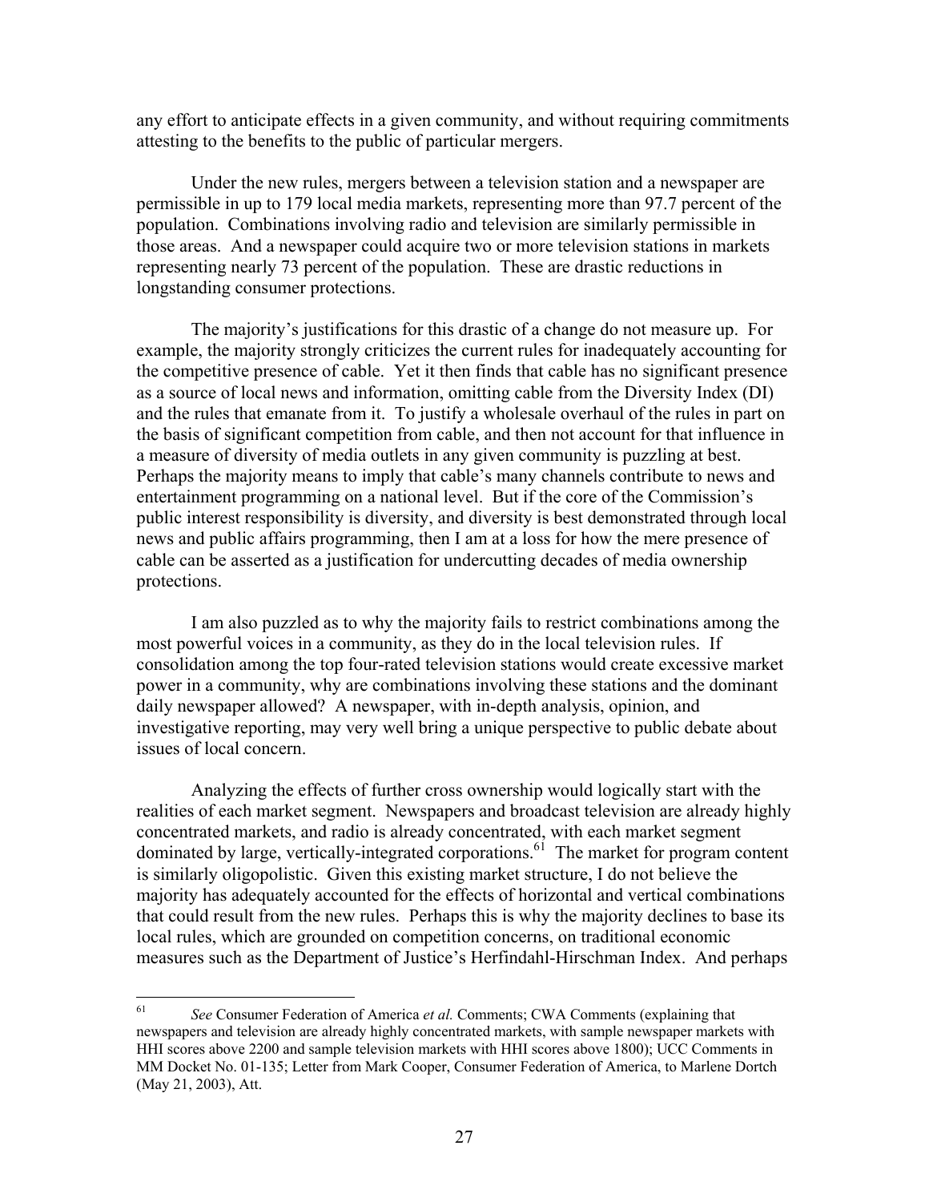any effort to anticipate effects in a given community, and without requiring commitments attesting to the benefits to the public of particular mergers.

Under the new rules, mergers between a television station and a newspaper are permissible in up to 179 local media markets, representing more than 97.7 percent of the population. Combinations involving radio and television are similarly permissible in those areas. And a newspaper could acquire two or more television stations in markets representing nearly 73 percent of the population. These are drastic reductions in longstanding consumer protections.

The majority's justifications for this drastic of a change do not measure up. For example, the majority strongly criticizes the current rules for inadequately accounting for the competitive presence of cable. Yet it then finds that cable has no significant presence as a source of local news and information, omitting cable from the Diversity Index (DI) and the rules that emanate from it. To justify a wholesale overhaul of the rules in part on the basis of significant competition from cable, and then not account for that influence in a measure of diversity of media outlets in any given community is puzzling at best. Perhaps the majority means to imply that cable's many channels contribute to news and entertainment programming on a national level. But if the core of the Commission's public interest responsibility is diversity, and diversity is best demonstrated through local news and public affairs programming, then I am at a loss for how the mere presence of cable can be asserted as a justification for undercutting decades of media ownership protections.

I am also puzzled as to why the majority fails to restrict combinations among the most powerful voices in a community, as they do in the local television rules. If consolidation among the top four-rated television stations would create excessive market power in a community, why are combinations involving these stations and the dominant daily newspaper allowed? A newspaper, with in-depth analysis, opinion, and investigative reporting, may very well bring a unique perspective to public debate about issues of local concern.

Analyzing the effects of further cross ownership would logically start with the realities of each market segment. Newspapers and broadcast television are already highly concentrated markets, and radio is already concentrated, with each market segment dominated by large, vertically-integrated corporations.[61] The market for program content is similarly oligopolistic. Given this existing market structure, I do not believe the majority has adequately accounted for the effects of horizontal and vertical combinations that could result from the new rules. Perhaps this is why the majority declines to base its local rules, which are grounded on competition concerns, on traditional economic measures such as the Department of Justice's Herfindahl-Hirschman Index. And perhaps

---

[61] *See* Consumer Federation of America *et al.* Comments; CWA Comments (explaining that newspapers and television are already highly concentrated markets, with sample newspaper markets with HHI scores above 2200 and sample television markets with HHI scores above 1800); UCC Comments in MM Docket No. 01-135; Letter from Mark Cooper, Consumer Federation of America, to Marlene Dortch (May 21, 2003), Att.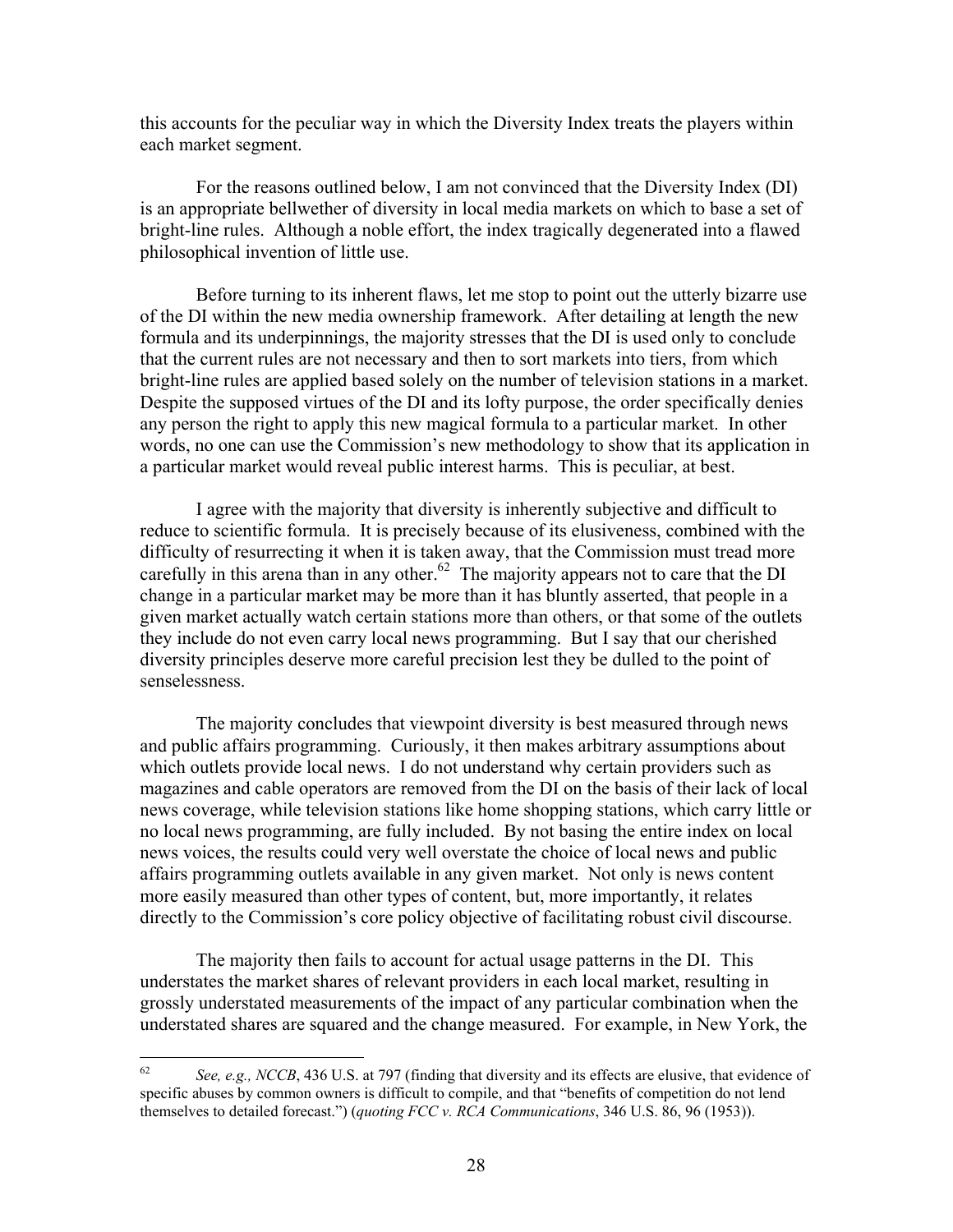this accounts for the peculiar way in which the Diversity Index treats the players within each market segment.

For the reasons outlined below, I am not convinced that the Diversity Index (DI) is an appropriate bellwether of diversity in local media markets on which to base a set of bright-line rules. Although a noble effort, the index tragically degenerated into a flawed philosophical invention of little use.

Before turning to its inherent flaws, let me stop to point out the utterly bizarre use of the DI within the new media ownership framework. After detailing at length the new formula and its underpinnings, the majority stresses that the DI is used only to conclude that the current rules are not necessary and then to sort markets into tiers, from which bright-line rules are applied based solely on the number of television stations in a market. Despite the supposed virtues of the DI and its lofty purpose, the order specifically denies any person the right to apply this new magical formula to a particular market. In other words, no one can use the Commission's new methodology to show that its application in a particular market would reveal public interest harms. This is peculiar, at best.

I agree with the majority that diversity is inherently subjective and difficult to reduce to scientific formula. It is precisely because of its elusiveness, combined with the difficulty of resurrecting it when it is taken away, that the Commission must tread more carefully in this arena than in any other.[62] The majority appears not to care that the DI change in a particular market may be more than it has bluntly asserted, that people in a given market actually watch certain stations more than others, or that some of the outlets they include do not even carry local news programming. But I say that our cherished diversity principles deserve more careful precision lest they be dulled to the point of senselessness.

The majority concludes that viewpoint diversity is best measured through news and public affairs programming. Curiously, it then makes arbitrary assumptions about which outlets provide local news. I do not understand why certain providers such as magazines and cable operators are removed from the DI on the basis of their lack of local news coverage, while television stations like home shopping stations, which carry little or no local news programming, are fully included. By not basing the entire index on local news voices, the results could very well overstate the choice of local news and public affairs programming outlets available in any given market. Not only is news content more easily measured than other types of content, but, more importantly, it relates directly to the Commission's core policy objective of facilitating robust civil discourse.

The majority then fails to account for actual usage patterns in the DI. This understates the market shares of relevant providers in each local market, resulting in grossly understated measurements of the impact of any particular combination when the understated shares are squared and the change measured. For example, in New York, the

---

[62] *See, e.g., NCCB*, 436 U.S. at 797 (finding that diversity and its effects are elusive, that evidence of specific abuses by common owners is difficult to compile, and that "benefits of competition do not lend themselves to detailed forecast.") (*quoting FCC v. RCA Communications*, 346 U.S. 86, 96 (1953)).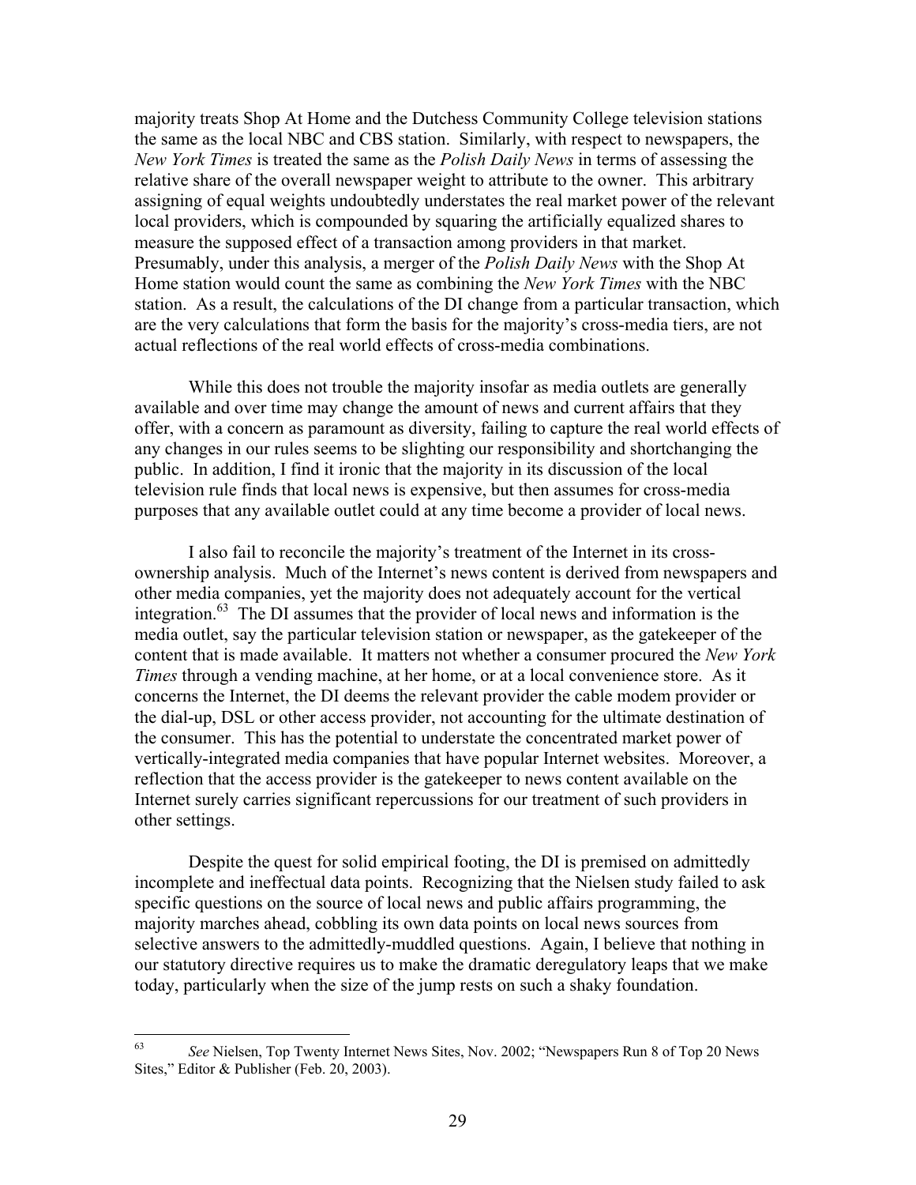majority treats Shop At Home and the Dutchess Community College television stations the same as the local NBC and CBS station. Similarly, with respect to newspapers, the *New York Times* is treated the same as the *Polish Daily News* in terms of assessing the relative share of the overall newspaper weight to attribute to the owner. This arbitrary assigning of equal weights undoubtedly understates the real market power of the relevant local providers, which is compounded by squaring the artificially equalized shares to measure the supposed effect of a transaction among providers in that market. Presumably, under this analysis, a merger of the *Polish Daily News* with the Shop At Home station would count the same as combining the *New York Times* with the NBC station. As a result, the calculations of the DI change from a particular transaction, which are the very calculations that form the basis for the majority's cross-media tiers, are not actual reflections of the real world effects of cross-media combinations.

While this does not trouble the majority insofar as media outlets are generally available and over time may change the amount of news and current affairs that they offer, with a concern as paramount as diversity, failing to capture the real world effects of any changes in our rules seems to be slighting our responsibility and shortchanging the public. In addition, I find it ironic that the majority in its discussion of the local television rule finds that local news is expensive, but then assumes for cross-media purposes that any available outlet could at any time become a provider of local news.

I also fail to reconcile the majority's treatment of the Internet in its cross-ownership analysis. Much of the Internet's news content is derived from newspapers and other media companies, yet the majority does not adequately account for the vertical integration.[63] The DI assumes that the provider of local news and information is the media outlet, say the particular television station or newspaper, as the gatekeeper of the content that is made available. It matters not whether a consumer procured the *New York Times* through a vending machine, at her home, or at a local convenience store. As it concerns the Internet, the DI deems the relevant provider the cable modem provider or the dial-up, DSL or other access provider, not accounting for the ultimate destination of the consumer. This has the potential to understate the concentrated market power of vertically-integrated media companies that have popular Internet websites. Moreover, a reflection that the access provider is the gatekeeper to news content available on the Internet surely carries significant repercussions for our treatment of such providers in other settings.

Despite the quest for solid empirical footing, the DI is premised on admittedly incomplete and ineffectual data points. Recognizing that the Nielsen study failed to ask specific questions on the source of local news and public affairs programming, the majority marches ahead, cobbling its own data points on local news sources from selective answers to the admittedly-muddled questions. Again, I believe that nothing in our statutory directive requires us to make the dramatic deregulatory leaps that we make today, particularly when the size of the jump rests on such a shaky foundation.

---

[63] *See* Nielsen, Top Twenty Internet News Sites, Nov. 2002; "Newspapers Run 8 of Top 20 News Sites," Editor & Publisher (Feb. 20, 2003).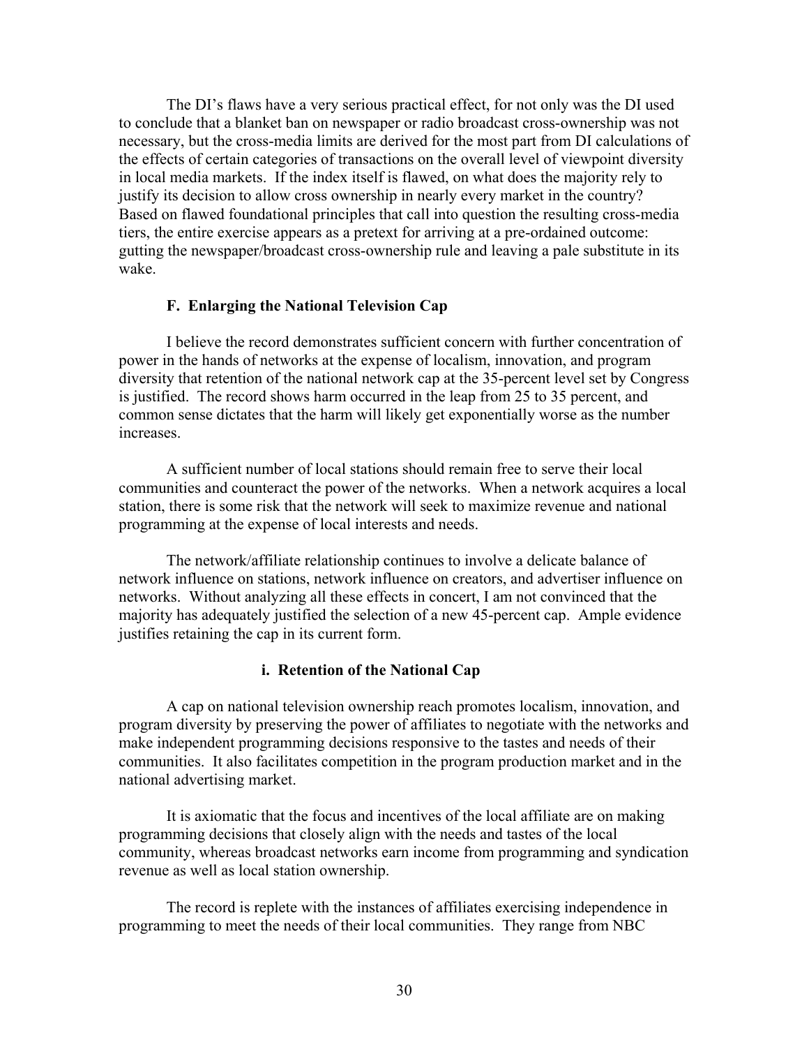The DI's flaws have a very serious practical effect, for not only was the DI used to conclude that a blanket ban on newspaper or radio broadcast cross-ownership was not necessary, but the cross-media limits are derived for the most part from DI calculations of the effects of certain categories of transactions on the overall level of viewpoint diversity in local media markets. If the index itself is flawed, on what does the majority rely to justify its decision to allow cross ownership in nearly every market in the country? Based on flawed foundational principles that call into question the resulting cross-media tiers, the entire exercise appears as a pretext for arriving at a pre-ordained outcome: gutting the newspaper/broadcast cross-ownership rule and leaving a pale substitute in its wake.

### F. Enlarging the National Television Cap

I believe the record demonstrates sufficient concern with further concentration of power in the hands of networks at the expense of localism, innovation, and program diversity that retention of the national network cap at the 35-percent level set by Congress is justified. The record shows harm occurred in the leap from 25 to 35 percent, and common sense dictates that the harm will likely get exponentially worse as the number increases.

A sufficient number of local stations should remain free to serve their local communities and counteract the power of the networks. When a network acquires a local station, there is some risk that the network will seek to maximize revenue and national programming at the expense of local interests and needs.

The network/affiliate relationship continues to involve a delicate balance of network influence on stations, network influence on creators, and advertiser influence on networks. Without analyzing all these effects in concert, I am not convinced that the majority has adequately justified the selection of a new 45-percent cap. Ample evidence justifies retaining the cap in its current form.

#### i. Retention of the National Cap

A cap on national television ownership reach promotes localism, innovation, and program diversity by preserving the power of affiliates to negotiate with the networks and make independent programming decisions responsive to the tastes and needs of their communities. It also facilitates competition in the program production market and in the national advertising market.

It is axiomatic that the focus and incentives of the local affiliate are on making programming decisions that closely align with the needs and tastes of the local community, whereas broadcast networks earn income from programming and syndication revenue as well as local station ownership.

The record is replete with the instances of affiliates exercising independence in programming to meet the needs of their local communities. They range from NBC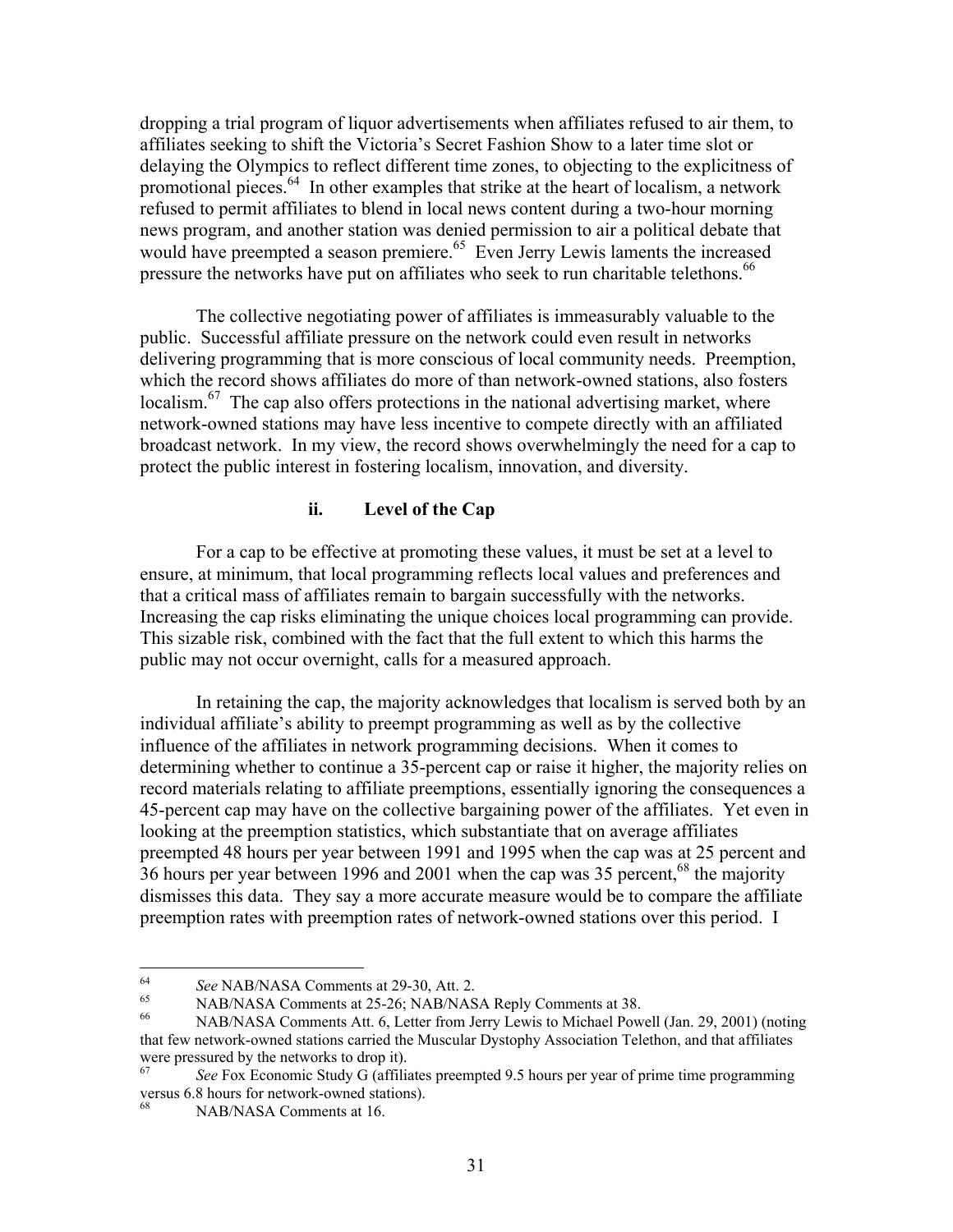dropping a trial program of liquor advertisements when affiliates refused to air them, to affiliates seeking to shift the Victoria's Secret Fashion Show to a later time slot or delaying the Olympics to reflect different time zones, to objecting to the explicitness of promotional pieces.[64] In other examples that strike at the heart of localism, a network refused to permit affiliates to blend in local news content during a two-hour morning news program, and another station was denied permission to air a political debate that would have preempted a season premiere.[65] Even Jerry Lewis laments the increased pressure the networks have put on affiliates who seek to run charitable telethons.[66]

The collective negotiating power of affiliates is immeasurably valuable to the public. Successful affiliate pressure on the network could even result in networks delivering programming that is more conscious of local community needs. Preemption, which the record shows affiliates do more of than network-owned stations, also fosters localism.[67] The cap also offers protections in the national advertising market, where network-owned stations may have less incentive to compete directly with an affiliated broadcast network. In my view, the record shows overwhelmingly the need for a cap to protect the public interest in fostering localism, innovation, and diversity.

### ii. Level of the Cap

For a cap to be effective at promoting these values, it must be set at a level to ensure, at minimum, that local programming reflects local values and preferences and that a critical mass of affiliates remain to bargain successfully with the networks. Increasing the cap risks eliminating the unique choices local programming can provide. This sizable risk, combined with the fact that the full extent to which this harms the public may not occur overnight, calls for a measured approach.

In retaining the cap, the majority acknowledges that localism is served both by an individual affiliate's ability to preempt programming as well as by the collective influence of the affiliates in network programming decisions. When it comes to determining whether to continue a 35-percent cap or raise it higher, the majority relies on record materials relating to affiliate preemptions, essentially ignoring the consequences a 45-percent cap may have on the collective bargaining power of the affiliates. Yet even in looking at the preemption statistics, which substantiate that on average affiliates preempted 48 hours per year between 1991 and 1995 when the cap was at 25 percent and 36 hours per year between 1996 and 2001 when the cap was 35 percent,[68] the majority dismisses this data. They say a more accurate measure would be to compare the affiliate preemption rates with preemption rates of network-owned stations over this period. I

---

[64] *See* NAB/NASA Comments at 29-30, Att. 2.

[65] NAB/NASA Comments at 25-26; NAB/NASA Reply Comments at 38.

[66] NAB/NASA Comments Att. 6, Letter from Jerry Lewis to Michael Powell (Jan. 29, 2001) (noting that few network-owned stations carried the Muscular Dystophy Association Telethon, and that affiliates were pressured by the networks to drop it).

[67] *See* Fox Economic Study G (affiliates preempted 9.5 hours per year of prime time programming versus 6.8 hours for network-owned stations).

[68] NAB/NASA Comments at 16.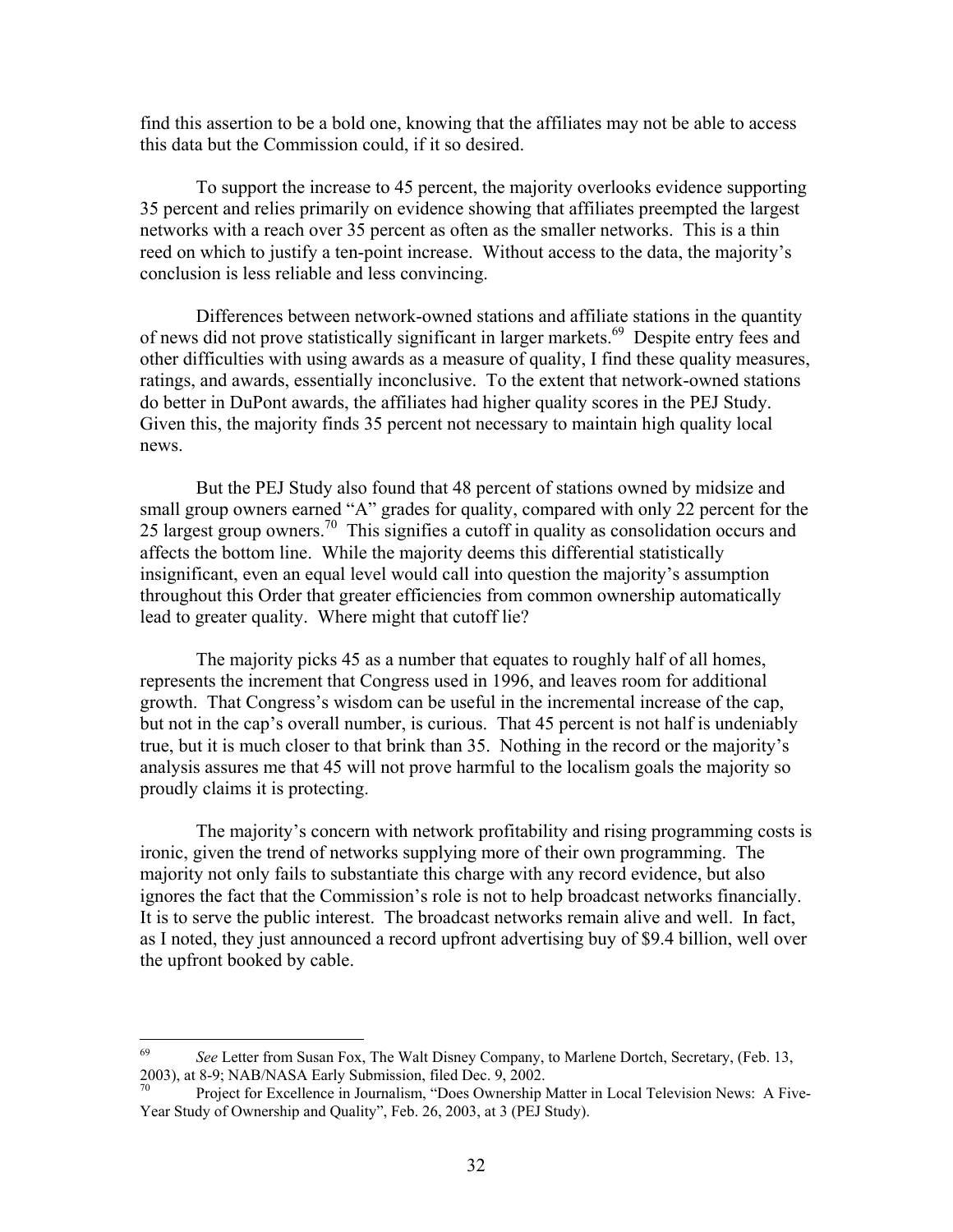find this assertion to be a bold one, knowing that the affiliates may not be able to access this data but the Commission could, if it so desired.

To support the increase to 45 percent, the majority overlooks evidence supporting 35 percent and relies primarily on evidence showing that affiliates preempted the largest networks with a reach over 35 percent as often as the smaller networks. This is a thin reed on which to justify a ten-point increase. Without access to the data, the majority's conclusion is less reliable and less convincing.

Differences between network-owned stations and affiliate stations in the quantity of news did not prove statistically significant in larger markets.[69] Despite entry fees and other difficulties with using awards as a measure of quality, I find these quality measures, ratings, and awards, essentially inconclusive. To the extent that network-owned stations do better in DuPont awards, the affiliates had higher quality scores in the PEJ Study. Given this, the majority finds 35 percent not necessary to maintain high quality local news.

But the PEJ Study also found that 48 percent of stations owned by midsize and small group owners earned "A" grades for quality, compared with only 22 percent for the 25 largest group owners.[70] This signifies a cutoff in quality as consolidation occurs and affects the bottom line. While the majority deems this differential statistically insignificant, even an equal level would call into question the majority's assumption throughout this Order that greater efficiencies from common ownership automatically lead to greater quality. Where might that cutoff lie?

The majority picks 45 as a number that equates to roughly half of all homes, represents the increment that Congress used in 1996, and leaves room for additional growth. That Congress's wisdom can be useful in the incremental increase of the cap, but not in the cap's overall number, is curious. That 45 percent is not half is undeniably true, but it is much closer to that brink than 35. Nothing in the record or the majority's analysis assures me that 45 will not prove harmful to the localism goals the majority so proudly claims it is protecting.

The majority's concern with network profitability and rising programming costs is ironic, given the trend of networks supplying more of their own programming. The majority not only fails to substantiate this charge with any record evidence, but also ignores the fact that the Commission's role is not to help broadcast networks financially. It is to serve the public interest. The broadcast networks remain alive and well. In fact, as I noted, they just announced a record upfront advertising buy of $9.4 billion, well over the upfront booked by cable.

---

[69] *See* Letter from Susan Fox, The Walt Disney Company, to Marlene Dortch, Secretary, (Feb. 13, 2003), at 8-9; NAB/NASA Early Submission, filed Dec. 9, 2002.

[70] Project for Excellence in Journalism, "Does Ownership Matter in Local Television News: A Five-Year Study of Ownership and Quality", Feb. 26, 2003, at 3 (PEJ Study).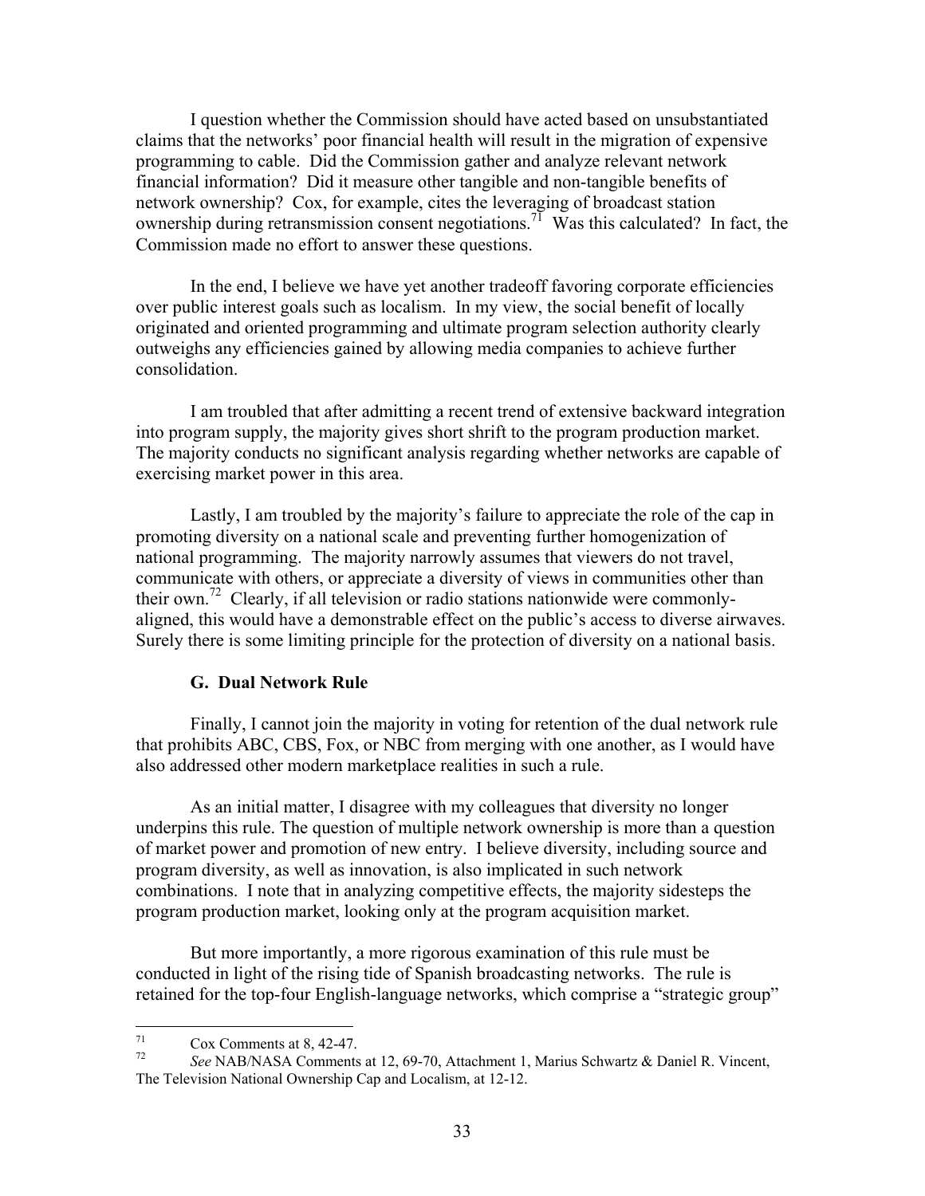I question whether the Commission should have acted based on unsubstantiated claims that the networks' poor financial health will result in the migration of expensive programming to cable. Did the Commission gather and analyze relevant network financial information? Did it measure other tangible and non-tangible benefits of network ownership? Cox, for example, cites the leveraging of broadcast station ownership during retransmission consent negotiations.[71] Was this calculated? In fact, the Commission made no effort to answer these questions.

In the end, I believe we have yet another tradeoff favoring corporate efficiencies over public interest goals such as localism. In my view, the social benefit of locally originated and oriented programming and ultimate program selection authority clearly outweighs any efficiencies gained by allowing media companies to achieve further consolidation.

I am troubled that after admitting a recent trend of extensive backward integration into program supply, the majority gives short shrift to the program production market. The majority conducts no significant analysis regarding whether networks are capable of exercising market power in this area.

Lastly, I am troubled by the majority's failure to appreciate the role of the cap in promoting diversity on a national scale and preventing further homogenization of national programming. The majority narrowly assumes that viewers do not travel, communicate with others, or appreciate a diversity of views in communities other than their own.[72] Clearly, if all television or radio stations nationwide were commonly-aligned, this would have a demonstrable effect on the public's access to diverse airwaves. Surely there is some limiting principle for the protection of diversity on a national basis.

### G. Dual Network Rule

Finally, I cannot join the majority in voting for retention of the dual network rule that prohibits ABC, CBS, Fox, or NBC from merging with one another, as I would have also addressed other modern marketplace realities in such a rule.

As an initial matter, I disagree with my colleagues that diversity no longer underpins this rule. The question of multiple network ownership is more than a question of market power and promotion of new entry. I believe diversity, including source and program diversity, as well as innovation, is also implicated in such network combinations. I note that in analyzing competitive effects, the majority sidesteps the program production market, looking only at the program acquisition market.

But more importantly, a more rigorous examination of this rule must be conducted in light of the rising tide of Spanish broadcasting networks. The rule is retained for the top-four English-language networks, which comprise a "strategic group"

---

[71] Cox Comments at 8, 42-47.

[72] *See* NAB/NASA Comments at 12, 69-70, Attachment 1, Marius Schwartz & Daniel R. Vincent, The Television National Ownership Cap and Localism, at 12-12.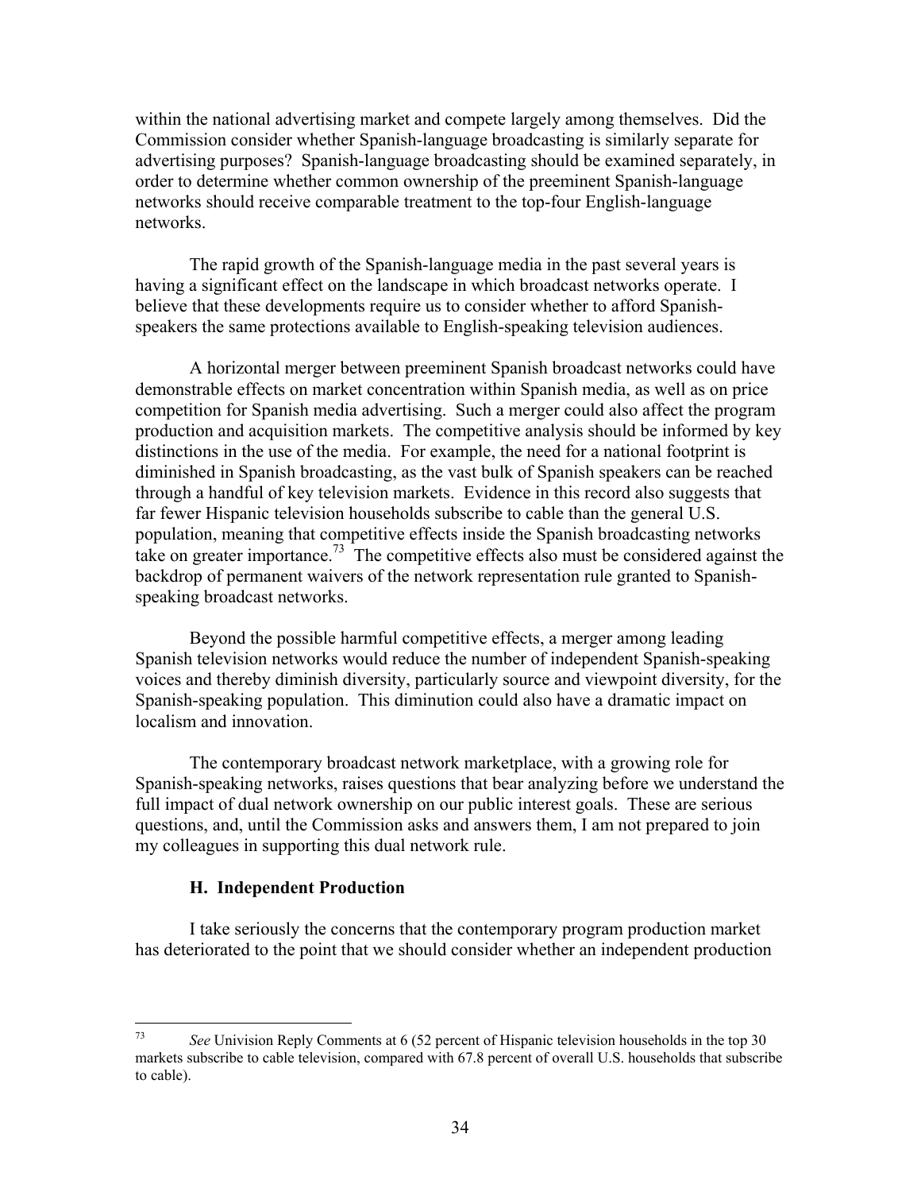within the national advertising market and compete largely among themselves. Did the Commission consider whether Spanish-language broadcasting is similarly separate for advertising purposes? Spanish-language broadcasting should be examined separately, in order to determine whether common ownership of the preeminent Spanish-language networks should receive comparable treatment to the top-four English-language networks.

The rapid growth of the Spanish-language media in the past several years is having a significant effect on the landscape in which broadcast networks operate. I believe that these developments require us to consider whether to afford Spanish-speakers the same protections available to English-speaking television audiences.

A horizontal merger between preeminent Spanish broadcast networks could have demonstrable effects on market concentration within Spanish media, as well as on price competition for Spanish media advertising. Such a merger could also affect the program production and acquisition markets. The competitive analysis should be informed by key distinctions in the use of the media. For example, the need for a national footprint is diminished in Spanish broadcasting, as the vast bulk of Spanish speakers can be reached through a handful of key television markets. Evidence in this record also suggests that far fewer Hispanic television households subscribe to cable than the general U.S. population, meaning that competitive effects inside the Spanish broadcasting networks take on greater importance.[73] The competitive effects also must be considered against the backdrop of permanent waivers of the network representation rule granted to Spanish-speaking broadcast networks.

Beyond the possible harmful competitive effects, a merger among leading Spanish television networks would reduce the number of independent Spanish-speaking voices and thereby diminish diversity, particularly source and viewpoint diversity, for the Spanish-speaking population. This diminution could also have a dramatic impact on localism and innovation.

The contemporary broadcast network marketplace, with a growing role for Spanish-speaking networks, raises questions that bear analyzing before we understand the full impact of dual network ownership on our public interest goals. These are serious questions, and, until the Commission asks and answers them, I am not prepared to join my colleagues in supporting this dual network rule.

### H. Independent Production

I take seriously the concerns that the contemporary program production market has deteriorated to the point that we should consider whether an independent production

---

[73] *See* Univision Reply Comments at 6 (52 percent of Hispanic television households in the top 30 markets subscribe to cable television, compared with 67.8 percent of overall U.S. households that subscribe to cable).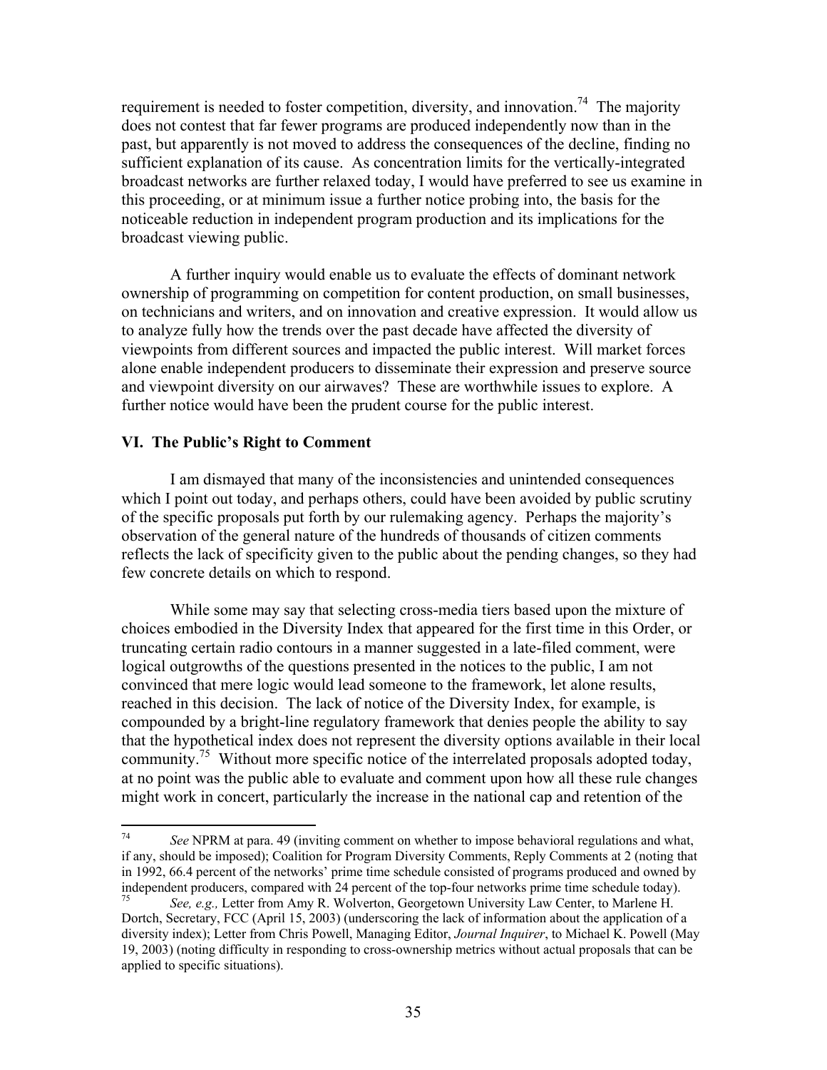requirement is needed to foster competition, diversity, and innovation.[74] The majority does not contest that far fewer programs are produced independently now than in the past, but apparently is not moved to address the consequences of the decline, finding no sufficient explanation of its cause. As concentration limits for the vertically-integrated broadcast networks are further relaxed today, I would have preferred to see us examine in this proceeding, or at minimum issue a further notice probing into, the basis for the noticeable reduction in independent program production and its implications for the broadcast viewing public.

A further inquiry would enable us to evaluate the effects of dominant network ownership of programming on competition for content production, on small businesses, on technicians and writers, and on innovation and creative expression. It would allow us to analyze fully how the trends over the past decade have affected the diversity of viewpoints from different sources and impacted the public interest. Will market forces alone enable independent producers to disseminate their expression and preserve source and viewpoint diversity on our airwaves? These are worthwhile issues to explore. A further notice would have been the prudent course for the public interest.

### VI. The Public's Right to Comment

I am dismayed that many of the inconsistencies and unintended consequences which I point out today, and perhaps others, could have been avoided by public scrutiny of the specific proposals put forth by our rulemaking agency. Perhaps the majority's observation of the general nature of the hundreds of thousands of citizen comments reflects the lack of specificity given to the public about the pending changes, so they had few concrete details on which to respond.

While some may say that selecting cross-media tiers based upon the mixture of choices embodied in the Diversity Index that appeared for the first time in this Order, or truncating certain radio contours in a manner suggested in a late-filed comment, were logical outgrowths of the questions presented in the notices to the public, I am not convinced that mere logic would lead someone to the framework, let alone results, reached in this decision. The lack of notice of the Diversity Index, for example, is compounded by a bright-line regulatory framework that denies people the ability to say that the hypothetical index does not represent the diversity options available in their local community.[75] Without more specific notice of the interrelated proposals adopted today, at no point was the public able to evaluate and comment upon how all these rule changes might work in concert, particularly the increase in the national cap and retention of the

---

[74] *See* NPRM at para. 49 (inviting comment on whether to impose behavioral regulations and what, if any, should be imposed); Coalition for Program Diversity Comments, Reply Comments at 2 (noting that in 1992, 66.4 percent of the networks' prime time schedule consisted of programs produced and owned by independent producers, compared with 24 percent of the top-four networks prime time schedule today).

[75] *See, e.g.,* Letter from Amy R. Wolverton, Georgetown University Law Center, to Marlene H. Dortch, Secretary, FCC (April 15, 2003) (underscoring the lack of information about the application of a diversity index); Letter from Chris Powell, Managing Editor, *Journal Inquirer*, to Michael K. Powell (May 19, 2003) (noting difficulty in responding to cross-ownership metrics without actual proposals that can be applied to specific situations).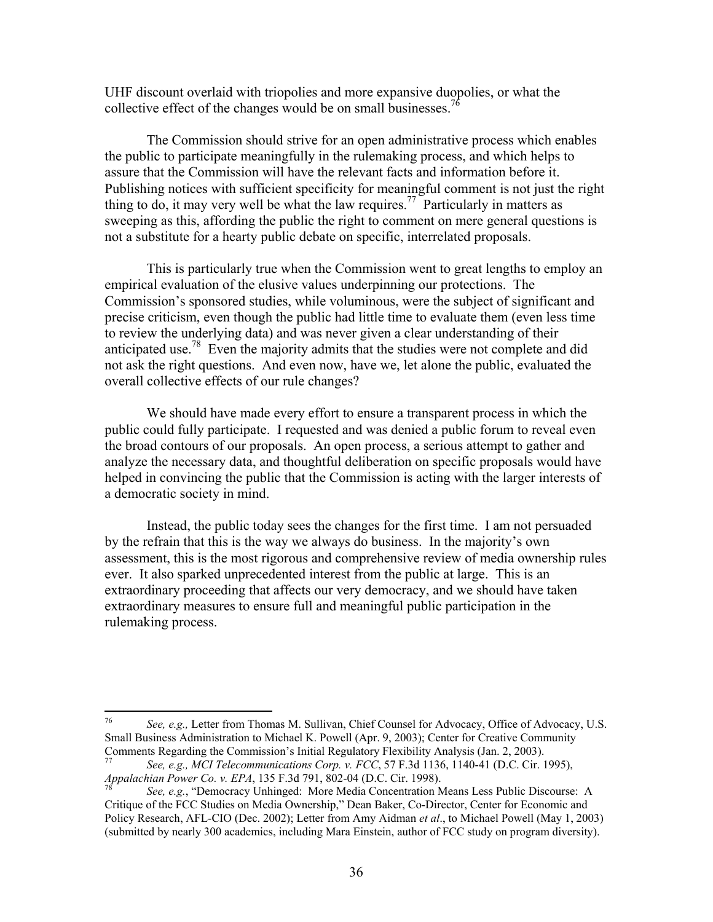UHF discount overlaid with triopolies and more expansive duopolies, or what the collective effect of the changes would be on small businesses.[76]

The Commission should strive for an open administrative process which enables the public to participate meaningfully in the rulemaking process, and which helps to assure that the Commission will have the relevant facts and information before it. Publishing notices with sufficient specificity for meaningful comment is not just the right thing to do, it may very well be what the law requires.[77] Particularly in matters as sweeping as this, affording the public the right to comment on mere general questions is not a substitute for a hearty public debate on specific, interrelated proposals.

This is particularly true when the Commission went to great lengths to employ an empirical evaluation of the elusive values underpinning our protections. The Commission's sponsored studies, while voluminous, were the subject of significant and precise criticism, even though the public had little time to evaluate them (even less time to review the underlying data) and was never given a clear understanding of their anticipated use.[78] Even the majority admits that the studies were not complete and did not ask the right questions. And even now, have we, let alone the public, evaluated the overall collective effects of our rule changes?

We should have made every effort to ensure a transparent process in which the public could fully participate. I requested and was denied a public forum to reveal even the broad contours of our proposals. An open process, a serious attempt to gather and analyze the necessary data, and thoughtful deliberation on specific proposals would have helped in convincing the public that the Commission is acting with the larger interests of a democratic society in mind.

Instead, the public today sees the changes for the first time. I am not persuaded by the refrain that this is the way we always do business. In the majority's own assessment, this is the most rigorous and comprehensive review of media ownership rules ever. It also sparked unprecedented interest from the public at large. This is an extraordinary proceeding that affects our very democracy, and we should have taken extraordinary measures to ensure full and meaningful public participation in the rulemaking process.

---

[76] *See, e.g.,* Letter from Thomas M. Sullivan, Chief Counsel for Advocacy, Office of Advocacy, U.S. Small Business Administration to Michael K. Powell (Apr. 9, 2003); Center for Creative Community Comments Regarding the Commission's Initial Regulatory Flexibility Analysis (Jan. 2, 2003).

[77] *See, e.g., MCI Telecommunications Corp. v. FCC*, 57 F.3d 1136, 1140-41 (D.C. Cir. 1995), *Appalachian Power Co. v. EPA*, 135 F.3d 791, 802-04 (D.C. Cir. 1998).

[78] *See, e.g.*, "Democracy Unhinged: More Media Concentration Means Less Public Discourse: A Critique of the FCC Studies on Media Ownership," Dean Baker, Co-Director, Center for Economic and Policy Research, AFL-CIO (Dec. 2002); Letter from Amy Aidman *et al*., to Michael Powell (May 1, 2003) (submitted by nearly 300 academics, including Mara Einstein, author of FCC study on program diversity).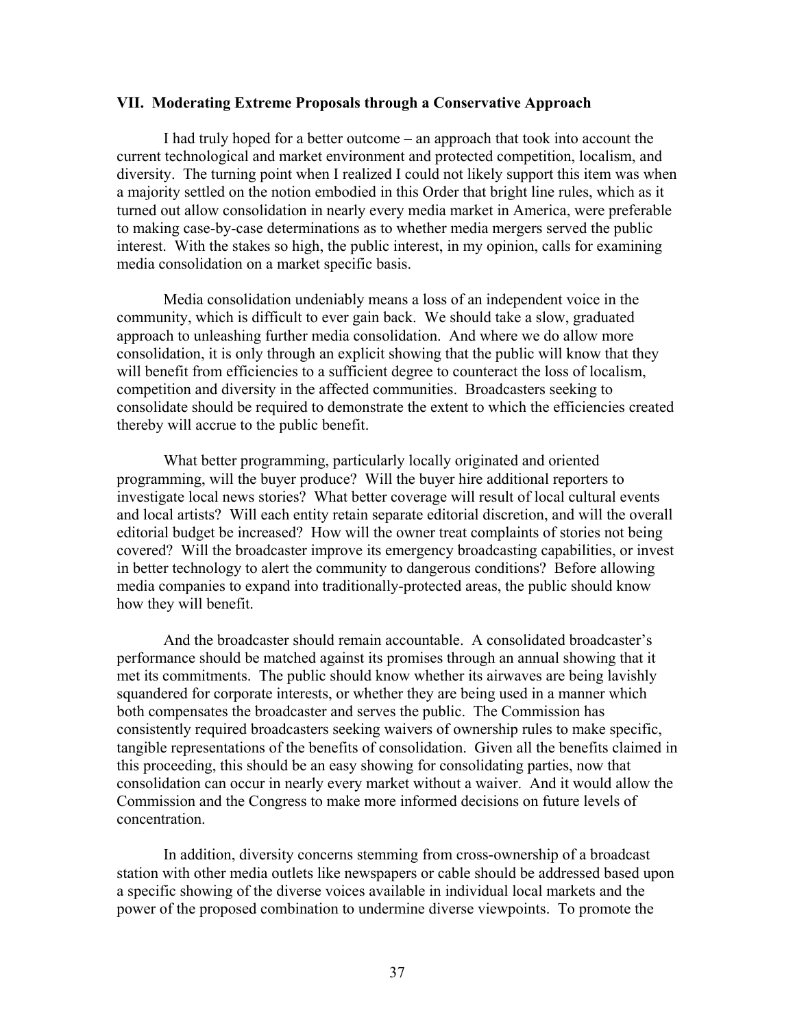### VII. Moderating Extreme Proposals through a Conservative Approach

I had truly hoped for a better outcome – an approach that took into account the current technological and market environment and protected competition, localism, and diversity. The turning point when I realized I could not likely support this item was when a majority settled on the notion embodied in this Order that bright line rules, which as it turned out allow consolidation in nearly every media market in America, were preferable to making case-by-case determinations as to whether media mergers served the public interest. With the stakes so high, the public interest, in my opinion, calls for examining media consolidation on a market specific basis.

Media consolidation undeniably means a loss of an independent voice in the community, which is difficult to ever gain back. We should take a slow, graduated approach to unleashing further media consolidation. And where we do allow more consolidation, it is only through an explicit showing that the public will know that they will benefit from efficiencies to a sufficient degree to counteract the loss of localism, competition and diversity in the affected communities. Broadcasters seeking to consolidate should be required to demonstrate the extent to which the efficiencies created thereby will accrue to the public benefit.

What better programming, particularly locally originated and oriented programming, will the buyer produce? Will the buyer hire additional reporters to investigate local news stories? What better coverage will result of local cultural events and local artists? Will each entity retain separate editorial discretion, and will the overall editorial budget be increased? How will the owner treat complaints of stories not being covered? Will the broadcaster improve its emergency broadcasting capabilities, or invest in better technology to alert the community to dangerous conditions? Before allowing media companies to expand into traditionally-protected areas, the public should know how they will benefit.

And the broadcaster should remain accountable. A consolidated broadcaster's performance should be matched against its promises through an annual showing that it met its commitments. The public should know whether its airwaves are being lavishly squandered for corporate interests, or whether they are being used in a manner which both compensates the broadcaster and serves the public. The Commission has consistently required broadcasters seeking waivers of ownership rules to make specific, tangible representations of the benefits of consolidation. Given all the benefits claimed in this proceeding, this should be an easy showing for consolidating parties, now that consolidation can occur in nearly every market without a waiver. And it would allow the Commission and the Congress to make more informed decisions on future levels of concentration.

In addition, diversity concerns stemming from cross-ownership of a broadcast station with other media outlets like newspapers or cable should be addressed based upon a specific showing of the diverse voices available in individual local markets and the power of the proposed combination to undermine diverse viewpoints. To promote the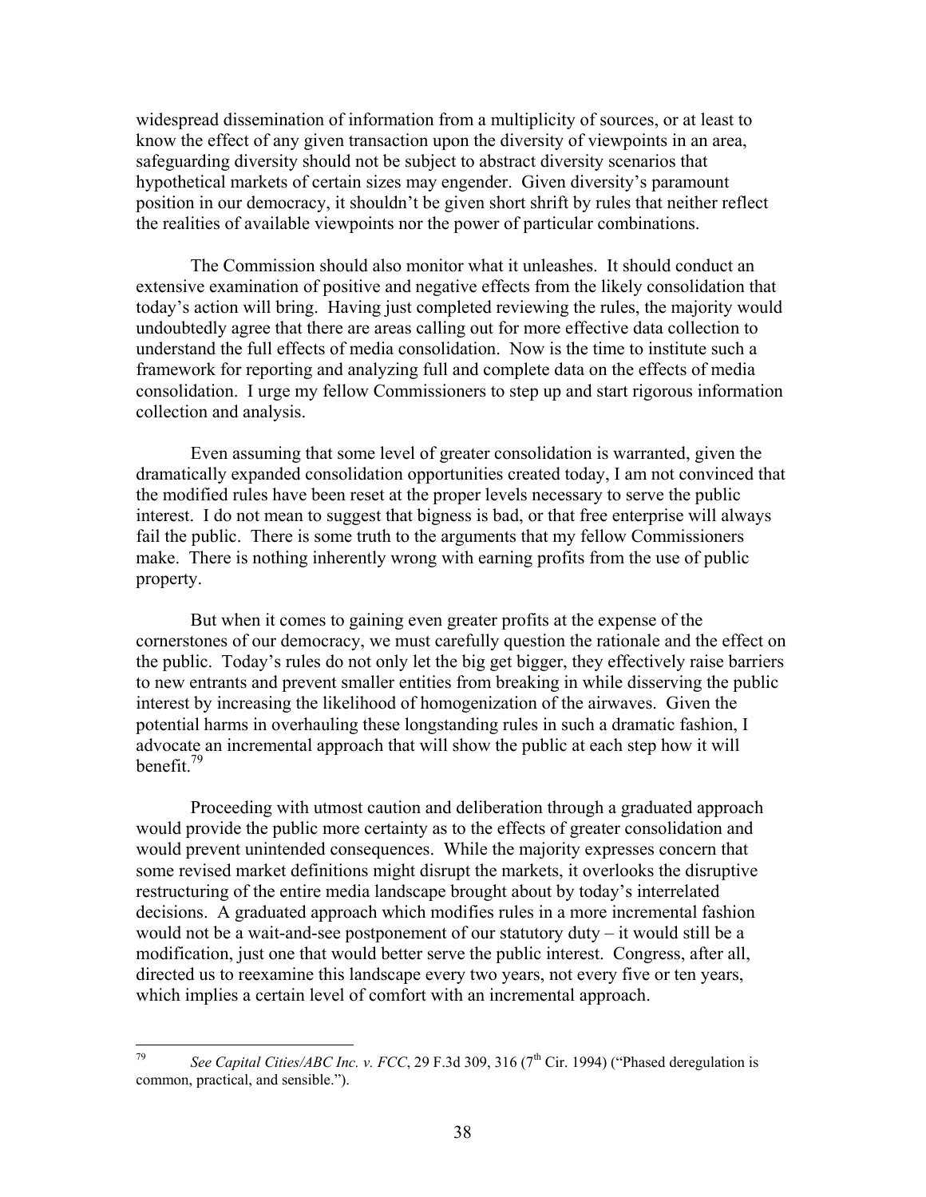widespread dissemination of information from a multiplicity of sources, or at least to know the effect of any given transaction upon the diversity of viewpoints in an area, safeguarding diversity should not be subject to abstract diversity scenarios that hypothetical markets of certain sizes may engender. Given diversity's paramount position in our democracy, it shouldn't be given short shrift by rules that neither reflect the realities of available viewpoints nor the power of particular combinations.

The Commission should also monitor what it unleashes. It should conduct an extensive examination of positive and negative effects from the likely consolidation that today's action will bring. Having just completed reviewing the rules, the majority would undoubtedly agree that there are areas calling out for more effective data collection to understand the full effects of media consolidation. Now is the time to institute such a framework for reporting and analyzing full and complete data on the effects of media consolidation. I urge my fellow Commissioners to step up and start rigorous information collection and analysis.

Even assuming that some level of greater consolidation is warranted, given the dramatically expanded consolidation opportunities created today, I am not convinced that the modified rules have been reset at the proper levels necessary to serve the public interest. I do not mean to suggest that bigness is bad, or that free enterprise will always fail the public. There is some truth to the arguments that my fellow Commissioners make. There is nothing inherently wrong with earning profits from the use of public property.

But when it comes to gaining even greater profits at the expense of the cornerstones of our democracy, we must carefully question the rationale and the effect on the public. Today's rules do not only let the big get bigger, they effectively raise barriers to new entrants and prevent smaller entities from breaking in while disserving the public interest by increasing the likelihood of homogenization of the airwaves. Given the potential harms in overhauling these longstanding rules in such a dramatic fashion, I advocate an incremental approach that will show the public at each step how it will benefit.[79]

Proceeding with utmost caution and deliberation through a graduated approach would provide the public more certainty as to the effects of greater consolidation and would prevent unintended consequences. While the majority expresses concern that some revised market definitions might disrupt the markets, it overlooks the disruptive restructuring of the entire media landscape brought about by today's interrelated decisions. A graduated approach which modifies rules in a more incremental fashion would not be a wait-and-see postponement of our statutory duty – it would still be a modification, just one that would better serve the public interest. Congress, after all, directed us to reexamine this landscape every two years, not every five or ten years, which implies a certain level of comfort with an incremental approach.

---

[79] *See Capital Cities/ABC Inc. v. FCC*, 29 F.3d 309, 316 (7th Cir. 1994) ("Phased deregulation is common, practical, and sensible.").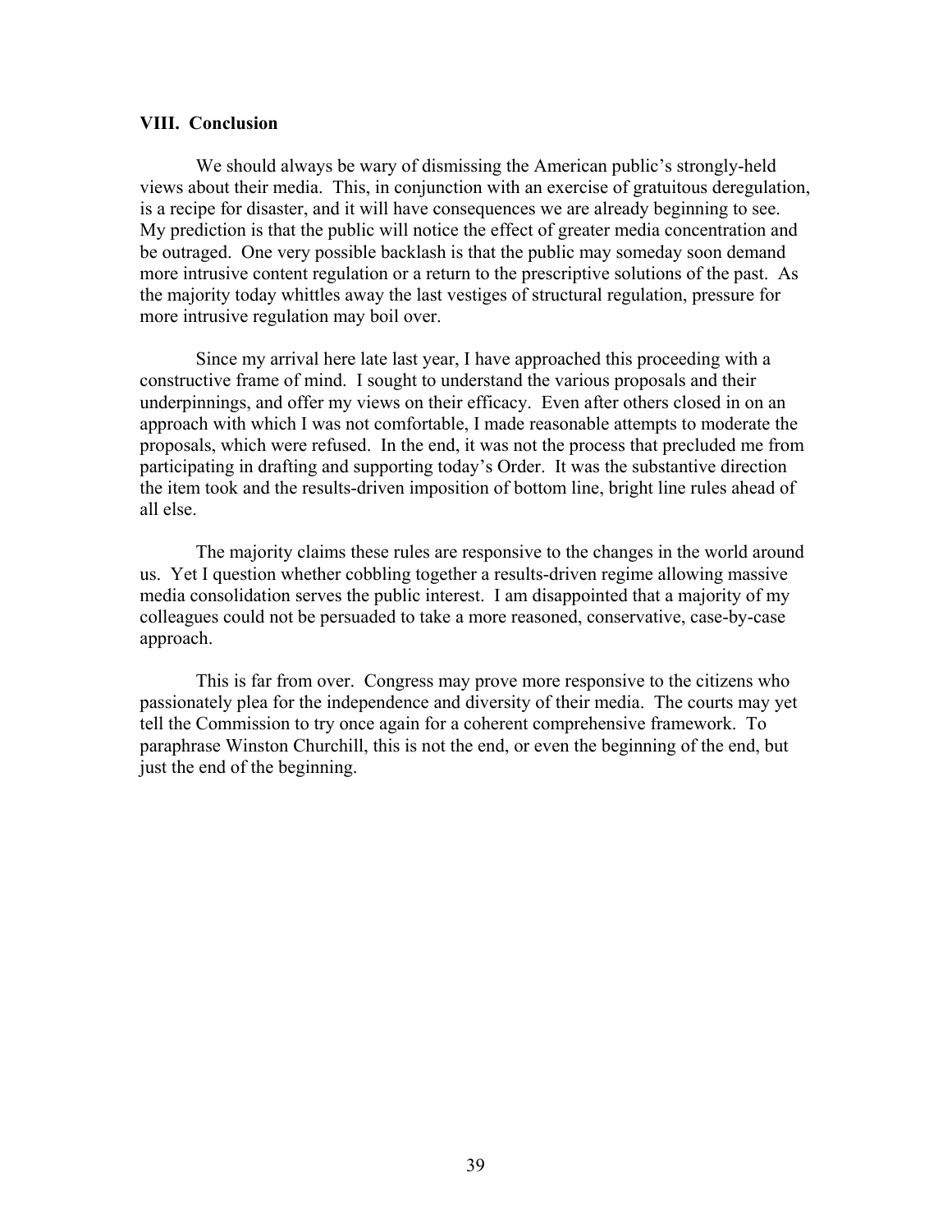## VIII. Conclusion

We should always be wary of dismissing the American public's strongly-held views about their media. This, in conjunction with an exercise of gratuitous deregulation, is a recipe for disaster, and it will have consequences we are already beginning to see. My prediction is that the public will notice the effect of greater media concentration and be outraged. One very possible backlash is that the public may someday soon demand more intrusive content regulation or a return to the prescriptive solutions of the past. As the majority today whittles away the last vestiges of structural regulation, pressure for more intrusive regulation may boil over.

Since my arrival here late last year, I have approached this proceeding with a constructive frame of mind. I sought to understand the various proposals and their underpinnings, and offer my views on their efficacy. Even after others closed in on an approach with which I was not comfortable, I made reasonable attempts to moderate the proposals, which were refused. In the end, it was not the process that precluded me from participating in drafting and supporting today's Order. It was the substantive direction the item took and the results-driven imposition of bottom line, bright line rules ahead of all else.

The majority claims these rules are responsive to the changes in the world around us. Yet I question whether cobbling together a results-driven regime allowing massive media consolidation serves the public interest. I am disappointed that a majority of my colleagues could not be persuaded to take a more reasoned, conservative, case-by-case approach.

This is far from over. Congress may prove more responsive to the citizens who passionately plea for the independence and diversity of their media. The courts may yet tell the Commission to try once again for a coherent comprehensive framework. To paraphrase Winston Churchill, this is not the end, or even the beginning of the end, but just the end of the beginning.